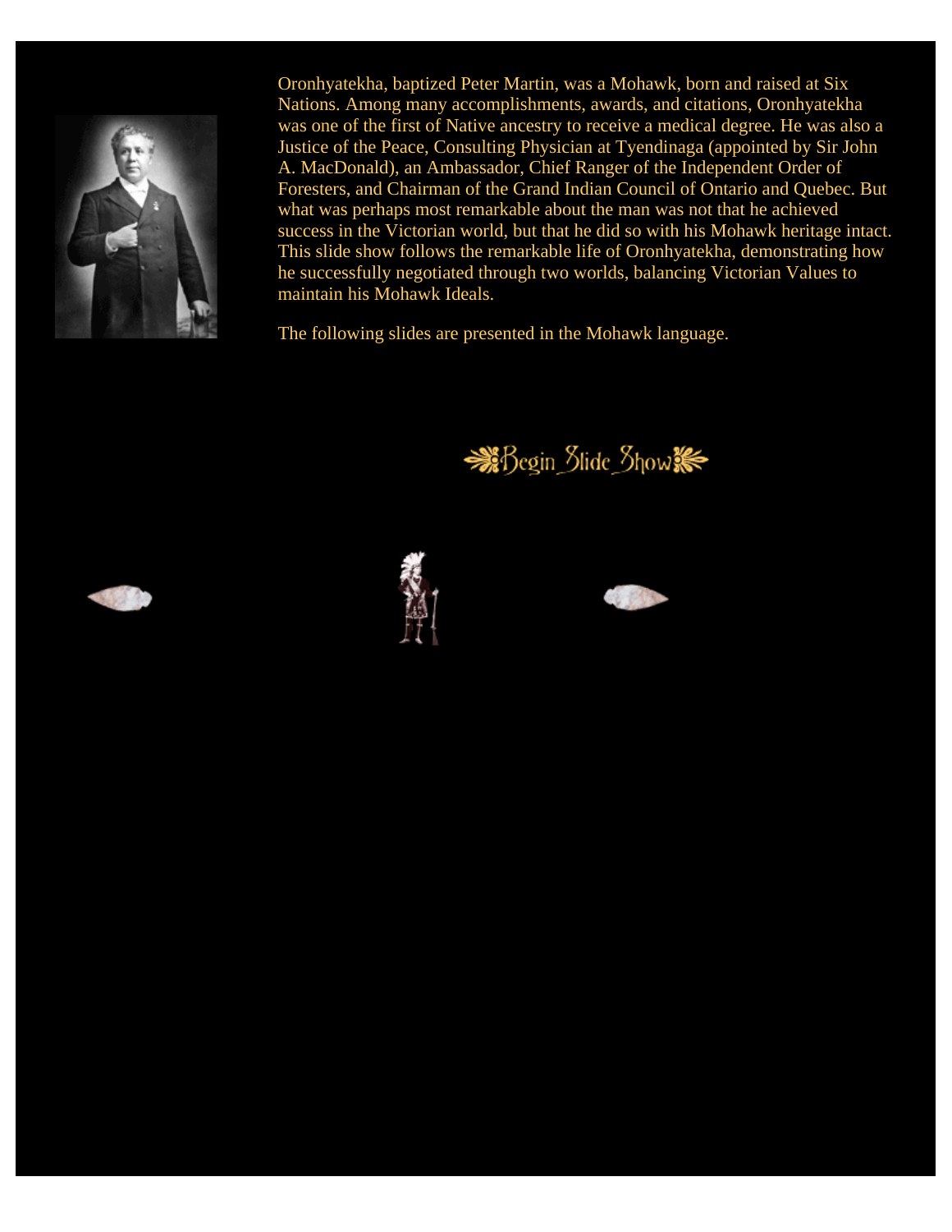Oronhyatekha, baptized Peter Martin, was a Mohawk, born and raised at Six Nations. Among many accomplishments, awards, and citations, Oronhyatekha was one of the first of Native ancestry to receive a medical degree. He was also a Justice of the Peace, Consulting Physician at Tyendinaga (appointed by Sir John A. MacDonald), an Ambassador, Chief Ranger of the Independent Order of Foresters, and Chairman of the Grand Indian Council of Ontario and Quebec. But what was perhaps most remarkable about the man was not that he achieved success in the Victorian world, but that he did so with his Mohawk heritage intact. This slide show follows the remarkable life of Oronhyatekha, demonstrating how he successfully negotiated through two worlds, balancing Victorian Values to maintain his Mohawk Ideals.

The following slides are presented in the Mohawk language.

Begin Slide Show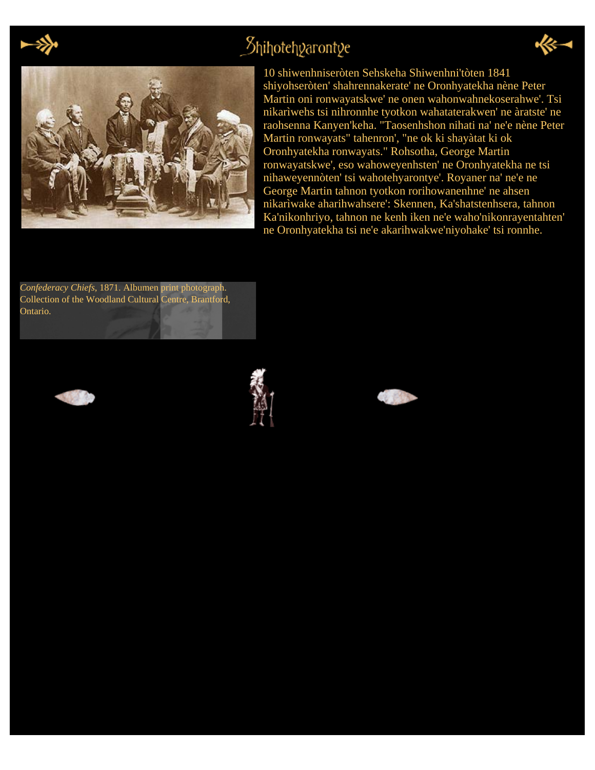# Shihotehyarontye

10 shiwenhniseròten Sehskeha Shiwenhni'tòten 1841 shiyohseròten' shahrennakerate' ne Oronhyatekha nène Peter Martin oni ronwayatskwe' ne onen wahonwahnekoserahwe'. Tsi nikarìwehs tsi nihronnhe tyotkon wahatatерakwen' ne àratste' ne raohsenna Kanyen'keha. "Taosenhshon nihati na' ne'e nène Peter Martin ronwayats" tahenron', "ne ok ki shayàtat ki ok Oronhyatekha ronwayats." Rohsotha, George Martin ronwayatskwe', eso wahoweyenhsten' ne Oronhyatekha ne tsi nihaweyennòten' tsi wahotehyarontye'. Royaner na' ne'e ne George Martin tahnon tyotkon rorihowanenhne' ne ahsen nikarìwake aharihwahsere': Skennen, Ka'shatstenhsera, tahnon Ka'nikonhriyo, tahnon ne kenh iken ne'e waho'nikonrayentahten' ne Oronhyatekha tsi ne'e akarihwakwe'niyohake' tsi ronnhe.

*Confederacy Chiefs*, 1871. Albumen print photograph. Collection of the Woodland Cultural Centre, Brantford, Ontario.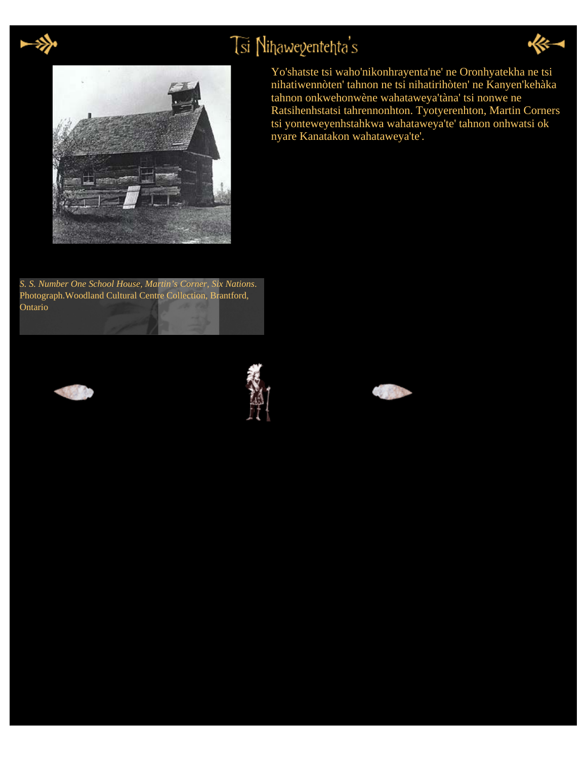# Tsi Nihaweyentehta's

Yo'shatste tsi waho'nikonhrayenta'ne' ne Oronhyatekha ne tsi nihatiwennòten' tahnon ne tsi nihatirihòten' ne Kanyen'kehàka tahnon onkwehonwène wahataweya'tàna' tsi nonwe ne Ratsihenhstatsi tahrennonhton. Tyotyerenhton, Martin Corners tsi yonteweyenhstahkwa wahataweya'te' tahnon onhwatsi ok nyare Kanatakon wahataweya'te'.

*S. S. Number One School House, Martin's Corner, Six Nations.* Photograph.Woodland Cultural Centre Collection, Brantford, Ontario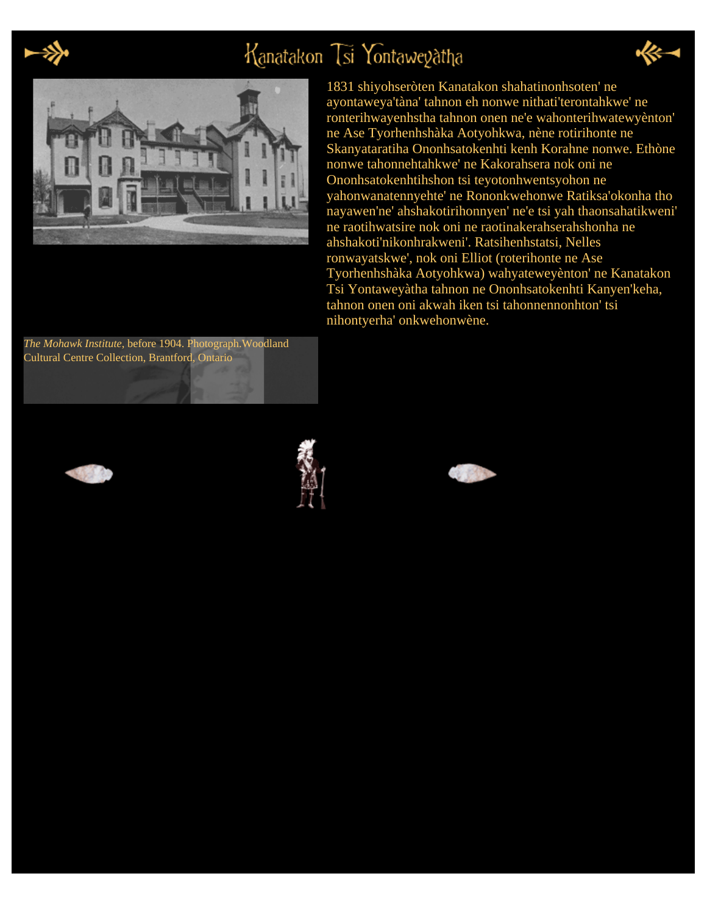# Kanatakon Tsi Yontaweyàtha

1831 shiyohseròten Kanatakon shahatinonhsoten' ne ayontaweya'tàna' tahnon eh nonwe nithati'terontahkwe' ne ronterihwayenhstha tahnon onen ne'e wahonterihwatewyènton' ne Ase Tyorhenhshàka Aotyohkwa, nène rotirihonte ne Skanyataratiha Ononhsatokenhti kenh Korahne nonwe. Ethòne nonwe tahonnehtahkwe' ne Kakorahsera nok oni ne Ononhsatokenhtihshon tsi teyotonhwentsyohon ne yahonwanatennyehte' ne Rononkwehonwe Ratiksa'okonha tho nayawen'ne' ahshakotirihonnyen' ne'e tsi yah thaonsahatikweni' ne raotihwatsire nok oni ne raotinakerahserahshonha ne ahshakoti'nikonhrakweni'. Ratsihenhstatsi, Nelles ronwayatskwe', nok oni Elliot (roterihonte ne Ase Tyorhenhshàka Aotyohkwa) wahyateweyènton' ne Kanatakon Tsi Yontaweyàtha tahnon ne Ononhsatokenhti Kanyen'keha, tahnon onen oni akwah iken tsi tahonnennonhton' tsi nihontyerha' onkwehonwène.

*The Mohawk Institute*, before 1904. Photograph.Woodland Cultural Centre Collection, Brantford, Ontario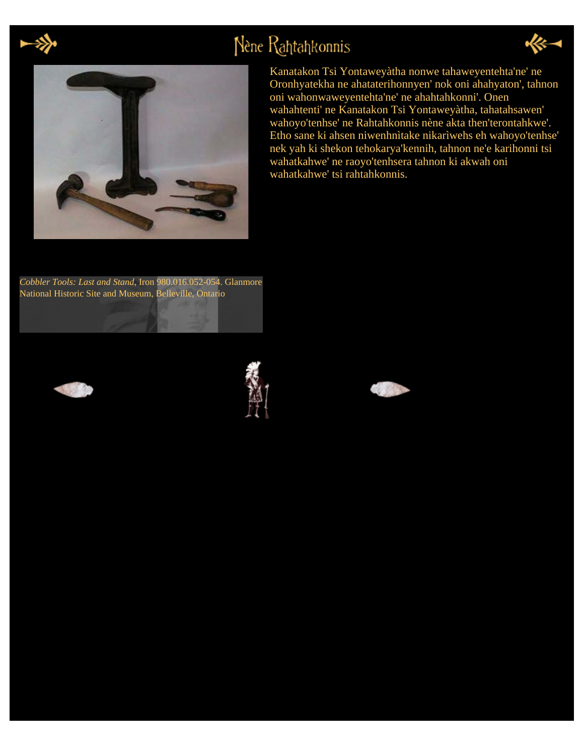# Nène Rahtahkonnis

Kanatakon Tsi Yontaweyàtha nonwe tahaweyentehta'ne' ne Oronhyatekha ne ahataterihonnyen' nok oni ahahyaton', tahnon oni wahonwaweyentehta'ne' ne ahahtahkonni'. Onen wahahtenti' ne Kanatakon Tsi Yontaweyàtha, tahatahsawen' wahoyo'tenhse' ne Rahtahkonnis nène akta then'terontahkwe'. Etho sane ki ahsen niwenhnìtake nikarìwehs eh wahoyo'tenhse' nek yah ki shekon tehokarya'kennih, tahnon ne'e karihonni tsi wahatkahwe' ne raoyo'tenhsera tahnon ki akwah oni wahatkahwe' tsi rahtahkonnis.

*Cobbler Tools: Last and Stand*, Iron 980.016.052-054. Glanmore National Historic Site and Museum, Belleville, Ontario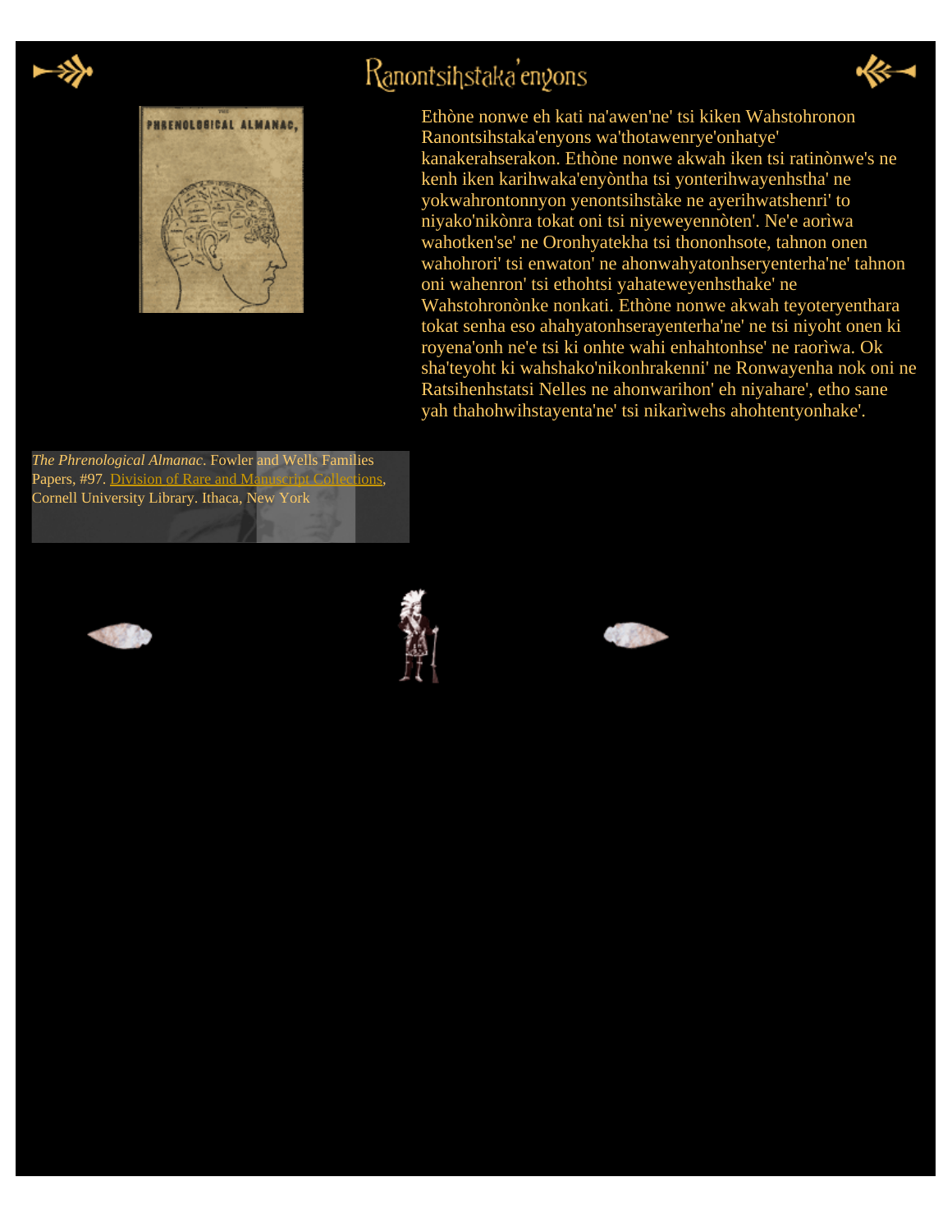# Ranontsihstaka'enyons

Ethòne nonwe eh kati na'awen'ne' tsi kiken Wahstohronon Ranontsihstaka'enyons wa'thotawenrye'onhatye' kanakerahserakon. Ethòne nonwe akwah iken tsi ratinònwe's ne kenh iken karihwaka'enyòntha tsi yonterihwayenhstha' ne yokwahrontonnyon yenontsihstàke ne ayerihwatshenri' to niyako'nikònra tokat oni tsi niyeweyennòten'. Ne'e aorìwa wahotken'se' ne Oronhyatekha tsi thononhsote, tahnon onen wahohrori' tsi enwaton' ne ahonwahyatonhseryenterha'ne' tahnon oni wahenron' tsi ethohtsi yahateweyenhsthake' ne Wahstohronònke nonkati. Ethòne nonwe akwah teyoteryenthara tokat senha eso ahahyatonhserayenterha'ne' ne tsi niyoht onen ki royena'onh ne'e tsi ki onhte wahi enhahtonhse' ne raorìwa. Ok sha'teyoht ki wahshako'nikonhrakenni' ne Ronwayenha nok oni ne Ratsihenhstatsi Nelles ne ahonwarihon' eh niyahare', etho sane yah thahohwihstayenta'ne' tsi nikarìwehs ahohtentyonhake'.

*The Phrenological Almanac*. Fowler and Wells Families Papers, #97. Division of Rare and Manuscript Collections, Cornell University Library. Ithaca, New York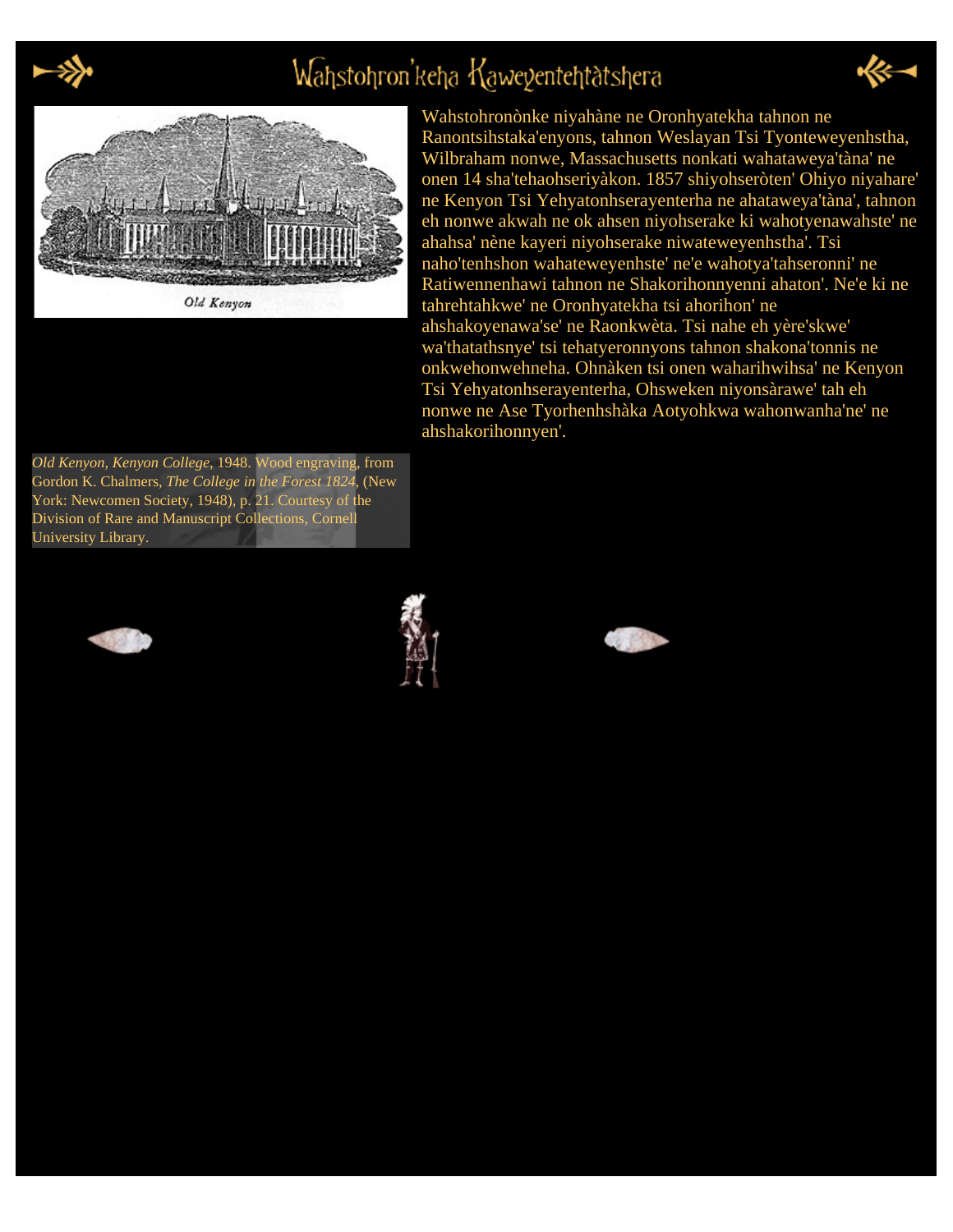# Wahstohron'keha Kaweyentehtàtshera

Wahstohronònke niyahàne ne Oronhyatekha tahnon ne Ranontsihstaka'enyons, tahnon Weslayan Tsi Tyonteweyenhstha, Wilbraham nonwe, Massachusetts nonkati wahataweya'tàna' ne onen 14 sha'tehaohseriyàkon. 1857 shiyohseròten' Ohiyo niyahare' ne Kenyon Tsi Yehyatonhserayenterha ne ahataweya'tàna', tahnon eh nonwe akwah ne ok ahsen niyohserake ki wahotyenawahste' ne ahahsa' nène kayeri niyohserake niwateweyenhstha'. Tsi naho'tenhshon wahateweyenhste' ne'e wahotya'tahseronni' ne Ratiwennenhawi tahnon ne Shakorihonnyenni ahaton'. Ne'e ki ne tahrehtahkwe' ne Oronhyatekha tsi ahorihon' ne ahshakoyenawa'se' ne Raonkwèta. Tsi nahe eh yère'skwe' wa'thatathsnye' tsi tehatyeronnyons tahnon shakona'tonnis ne onkwehonwehneha. Ohnàken tsi onen waharihwihsa' ne Kenyon Tsi Yehyatonhserayenterha, Ohsweken niyonsàrawe' tah eh nonwe ne Ase Tyorhenhshàka Aotyohkwa wahonwanha'ne' ne ahshakorihonnyen'.

*Old Kenyon*, *Kenyon College*, 1948. Wood engraving, from Gordon K. Chalmers, *The College in the Forest 1824*, (New York: Newcomen Society, 1948), p. 21. Courtesy of the Division of Rare and Manuscript Collections, Cornell University Library.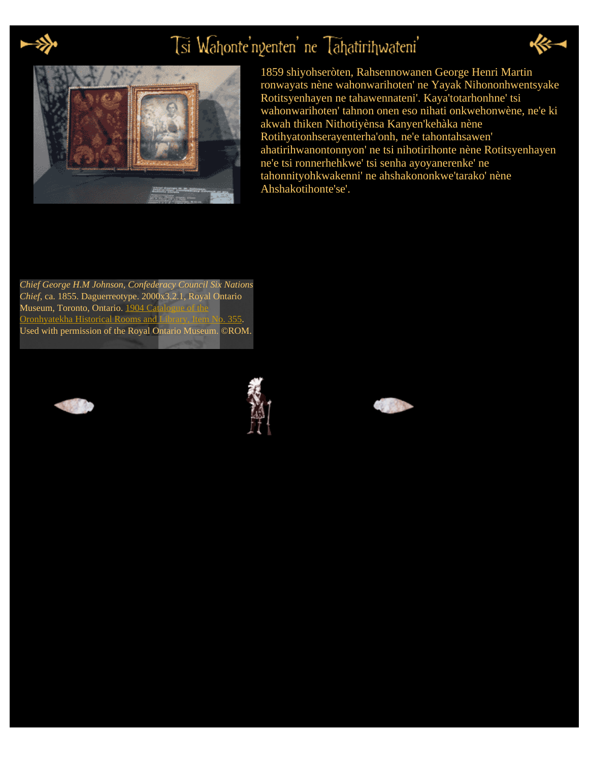# Tsi Wahonte'nyenten' ne Tahatirihwateni'

1859 shiyohseròten, Rahsennowanen George Henri Martin ronwayats nène wahonwarihoten' ne Yayak Nihononhwentsyake Rotitsyenhayen ne tahawennateni'. Kaya'totarhonhne' tsi wahonwarihoten' tahnon onen eso nihati onkwehonwène, ne'e ki akwah thiken Nithotiyènsa Kanyen'kehàka nène Rotihyatonhserayenterha'onh, ne'e tahontahsawen' ahatirihwanontonnyon' ne tsi nihotirihonte nène Rotitsyenhayen ne'e tsi ronnerhehkwe' tsi senha ayoyanerenke' ne tahonnityohkwakenni' ne ahshakononkwe'tarako' nène Ahshakotihonte'se'.

*Chief George H.M Johnson, Confederacy Council Six Nations Chief*, ca. 1855. Daguerreotype. 2000x3.2.1, Royal Ontario Museum, Toronto, Ontario. 1904 Catalogue of the Oronhyatekha Historical Rooms and Library, Item No. 355. Used with permission of the Royal Ontario Museum. ©ROM.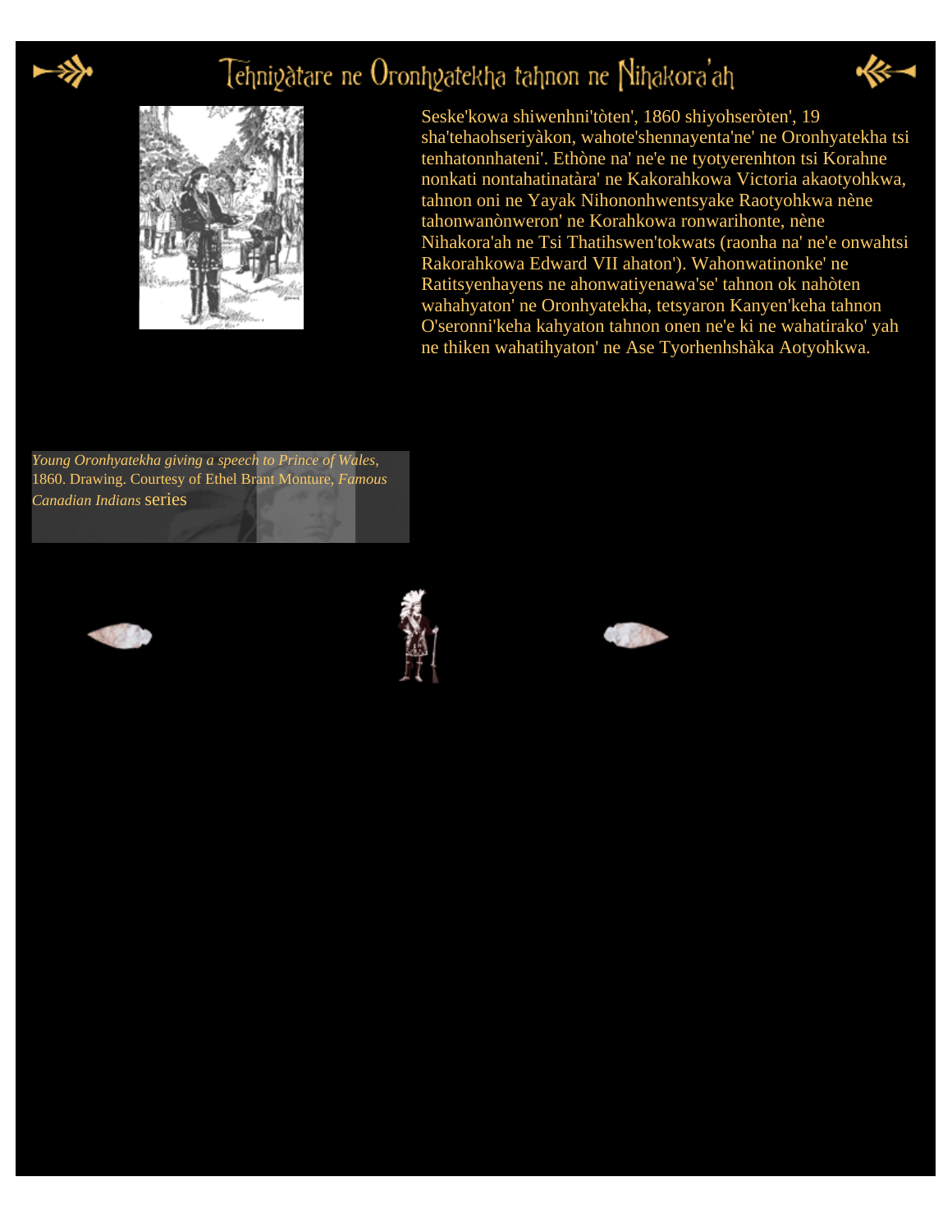# Tehniyàtare ne Oronhyatekha tahnon ne Nihakora'ah

Seske'kowa shiwenhni'tòten', 1860 shiyohseròten', 19 sha'tehaohseriyàkon, wahote'shennayenta'ne' ne Oronhyatekha tsi tenhatonnhateni'. Ethòne na' ne'e ne tyotyerenhton tsi Korahne nonkati nontahatinatàra' ne Kakorahkowa Victoria akaotyohkwa, tahnon oni ne Yayak Nihononhwentsyake Raotyohkwa nène tahonwanònweron' ne Korahkowa ronwarihonte, nène Nihakora'ah ne Tsi Thatihswen'tokwats (raonha na' ne'e onwahtsi Rakorahkowa Edward VII ahaton'). Wahonwatinonke' ne Ratitsyenhayens ne ahonwatiyenawa'se' tahnon ok nahòten wahahyaton' ne Oronhyatekha, tetsyaron Kanyen'keha tahnon O'seronni'keha kahyaton tahnon onen ne'e ki ne wahatirako' yah ne thiken wahatihyaton' ne Ase Tyorhenhshàka Aotyohkwa.

*Young Oronhyatekha giving a speech to Prince of Wales,* 1860. Drawing. Courtesy of Ethel Brant Monture, *Famous Canadian Indians* series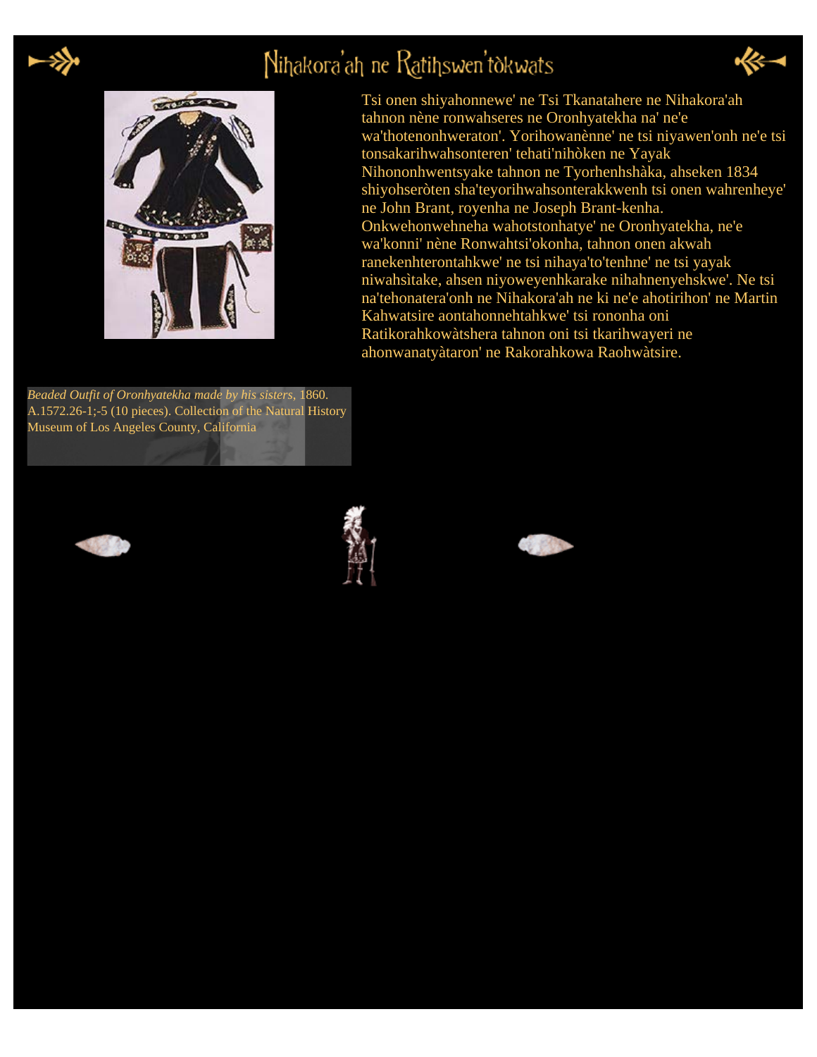# Nihakora'ah ne Ratihswen'tòkwats

Tsi onen shiyahonnewe' ne Tsi Tkanatahere ne Nihakora'ah tahnon nène ronwahseres ne Oronhyatekha na' ne'e wa'thotenonhweraton'. Yorihowanènne' ne tsi niyawen'onh ne'e tsi tonsakarihwahsonteren' tehati'nihòken ne Yayak Nihononhwentsyake tahnon ne Tyorhenhshàka, ahseken 1834 shiyohseròten sha'teyorihwahsonterakkwenh tsi onen wahrenheye' ne John Brant, royenha ne Joseph Brant-kenha. Onkwehonwehneha wahotstonhatye' ne Oronhyatekha, ne'e wa'konni' nène Ronwahtsi'okonha, tahnon onen akwah ranekenhterontahkwe' ne tsi nihaya'to'tenhne' ne tsi yayak niwahsìtake, ahsen niyoweyenhkarake nihahnenyehskwe'. Ne tsi na'tehonatera'onh ne Nihakora'ah ne ki ne'e ahotirihon' ne Martin Kahwatsire aontahonnehtahkwe' tsi rononha oni Ratikorahkowàtshera tahnon oni tsi tkarihwayeri ne ahonwanatyàtaron' ne Rakorahkowa Raohwàtsire.

*Beaded Outfit of Oronhyatekha made by his sisters*, 1860. A.1572.26-1;-5 (10 pieces). Collection of the Natural History Museum of Los Angeles County, California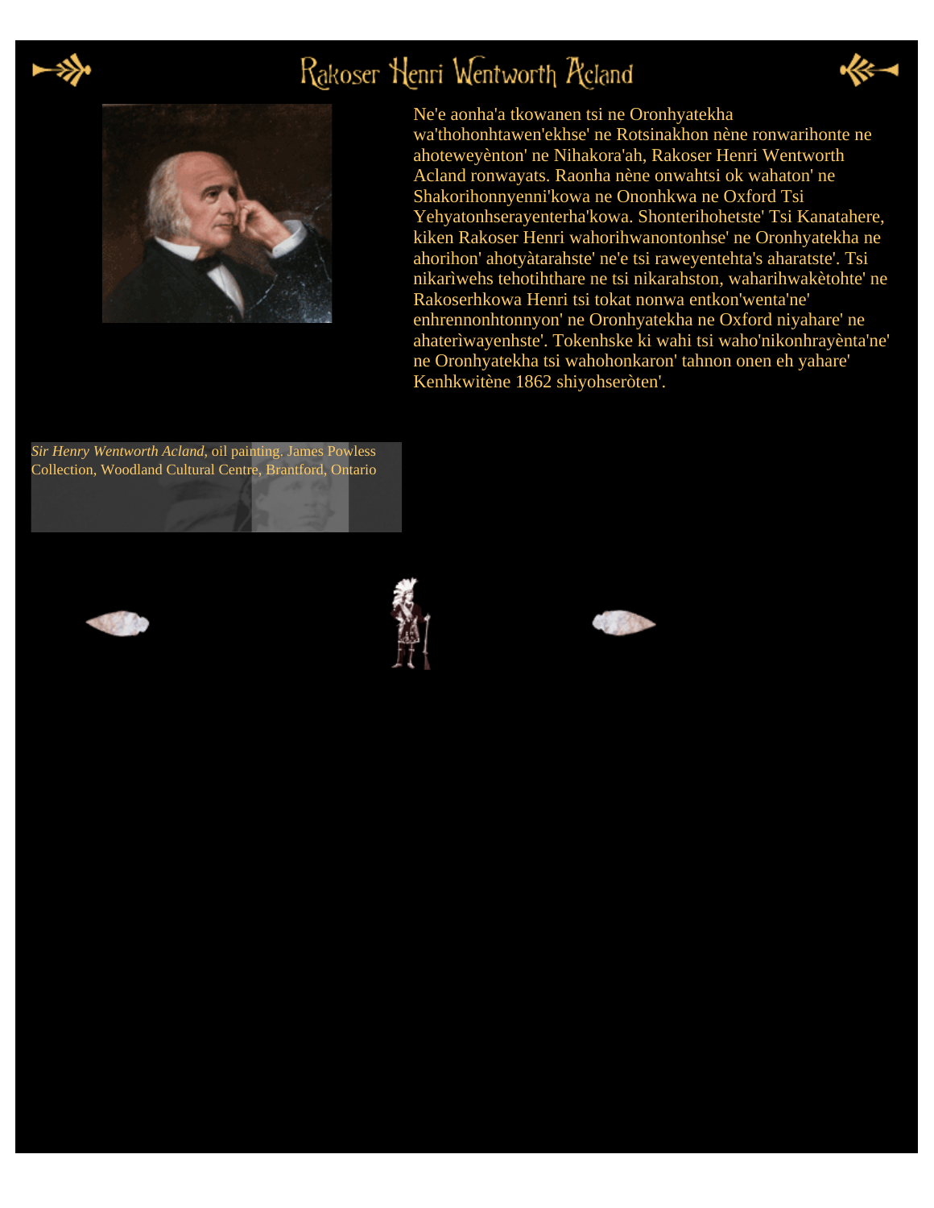# Rakoser Henri Wentworth Acland

Ne'e aonha'a tkowanen tsi ne Oronhyatekha wa'thohonhtawen'ekhse' ne Rotsinakhon nène ronwarihonte ne ahoteweyènton' ne Nihakora'ah, Rakoser Henri Wentworth Acland ronwayats. Raonha nène onwahtsi ok wahaton' ne Shakorihonnyenni'kowa ne Ononhkwa ne Oxford Tsi Yehyatonhserayenterha'kowa. Shonterihohetste' Tsi Kanatahere, kiken Rakoser Henri wahorihwanontonhse' ne Oronhyatekha ne ahorihon' ahotyàtarahste' ne'e tsi raweyentehta's aharatste'. Tsi nikarìwehs tehotihthare ne tsi nikarahston, waharihwakètohte' ne Rakoserhkowa Henri tsi tokat nonwa entkon'wenta'ne' enhrennonhtonnyon' ne Oronhyatekha ne Oxford niyahare' ne ahaterìwayenhste'. Tokenhske ki wahi tsi waho'nikonhrayènta'ne' ne Oronhyatekha tsi wahohonkaron' tahnon onen eh yahare' Kenhkwitène 1862 shiyohseròten'.

*Sir Henry Wentworth Acland*, oil painting. James Powless Collection, Woodland Cultural Centre, Brantford, Ontario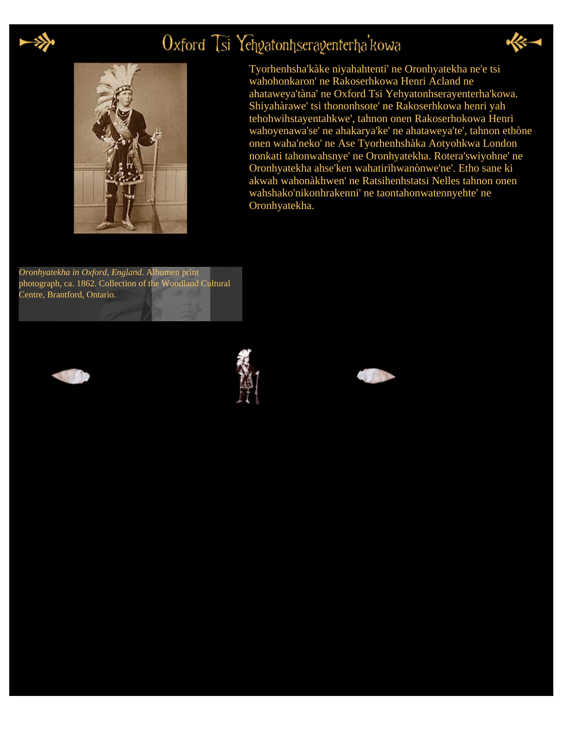# Oxford Tsi Yehyatonhserayenterha'kowa

Tyorhenhsha'kàke niyahahtenti' ne Oronhyatekha ne'e tsi wahohonkaron' ne Rakoserhkowa Henri Acland ne ahataweya'tàna' ne Oxford Tsi Yehyatonhserayenterha'kowa. Shiyahàrawe' tsi thononhsote' ne Rakoserhkowa henri yah tehohwihstayentahkwe', tahnon onen Rakoserhokowa Henri wahoyenawa'se' ne ahakarya'ke' ne ahataweya'te', tahnon ethòne onen waha'neko' ne Ase Tyorhenhshàka Aotyohkwa London nonkati tahonwahsnye' ne Oronhyatekha. Rotera'swiyohne' ne Oronhyatekha ahse'ken wahatirihwanònwe'ne'. Etho sane ki akwah wahonàkhwen' ne Ratsihenhstatsi Nelles tahnon onen wahshako'nikonhrakenni' ne taontahonwatennyehte' ne Oronhyatekha.

*Oronhyatekha in Oxford, England*. Albumen print photograph, ca. 1862. Collection of the Woodland Cultural Centre, Brantford, Ontario.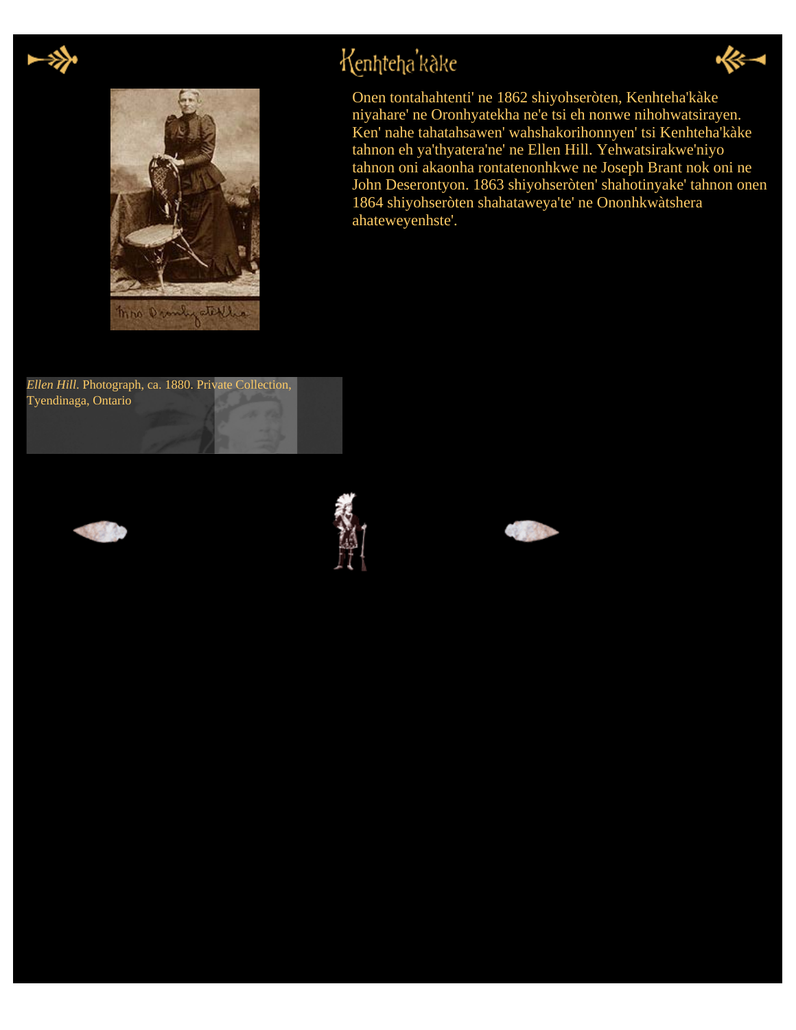# Kenhteha'kàke

Onen tontahahtenti' ne 1862 shiyohseròten, Kenhteha'kàke niyahare' ne Oronhyatekha ne'e tsi eh nonwe nihohwatsirayen. Ken' nahe tahatahsawen' wahshakorihonnyen' tsi Kenhteha'kàke tahnon eh ya'thyatera'ne' ne Ellen Hill. Yehwatsirakwe'niyo tahnon oni akaonha rontatenonhkwe ne Joseph Brant nok oni ne John Deserontyon. 1863 shiyohseròten' shahotinyake' tahnon onen 1864 shiyohseròten shahataweya'te' ne Ononhkwàtshera ahateweyenhste'.

*Ellen Hill*. Photograph, ca. 1880. Private Collection, Tyendinaga, Ontario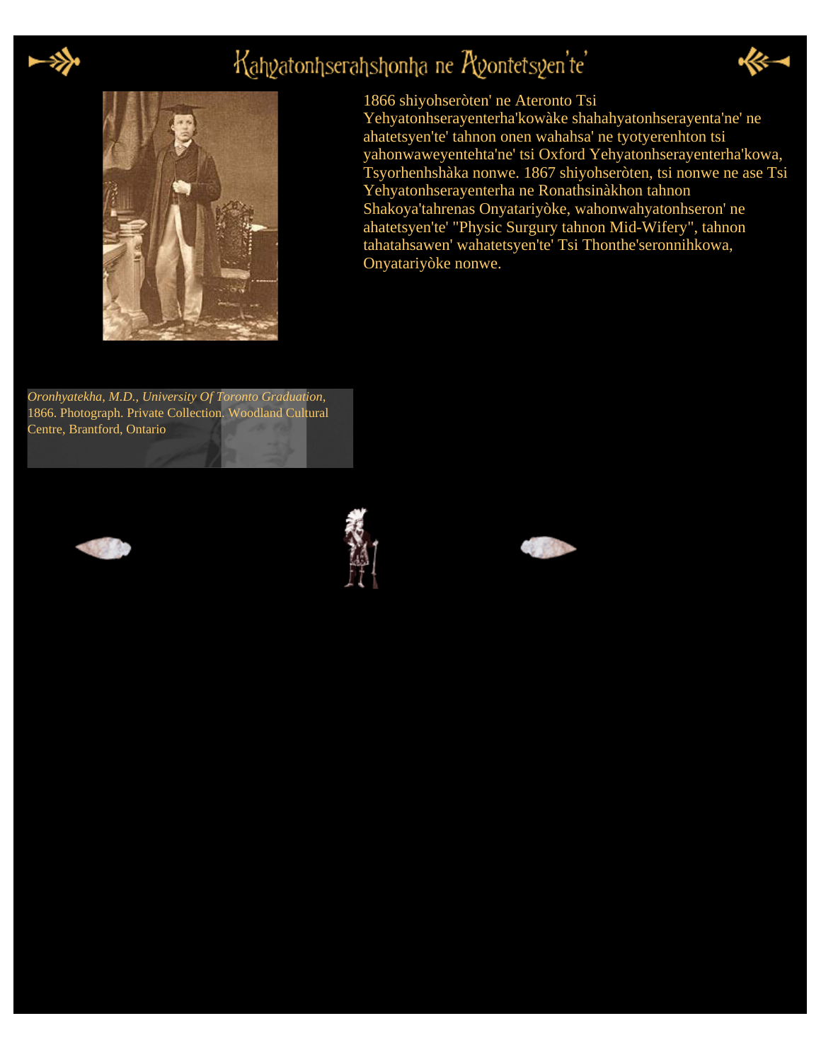# Kahyatonhserahshonha ne Ayontetsyen'te'

1866 shiyohseròten' ne Ateronto Tsi Yehyatonhserayenterha'kowàke shahahyatonhserayenta'ne' ne ahatetsyen'te' tahnon onen wahahsa' ne tyotyerenhton tsi yahonwaweyentehta'ne' tsi Oxford Yehyatonhserayenterha'kowa, Tsyorhenhshàka nonwe. 1867 shiyohseròten, tsi nonwe ne ase Tsi Yehyatonhserayenterha ne Ronathsinàkhon tahnon Shakoya'tahrenas Onyatariyòke, wahonwahyatonhseron' ne ahatetsyen'te' "Physic Surgury tahnon Mid-Wifery", tahnon tahatahsawen' wahatetsyen'te' Tsi Thonthe'seronnihkowa, Onyatariyòke nonwe.

*Oronhyatekha, M.D., University Of Toronto Graduation,* 1866. Photograph. Private Collection. Woodland Cultural Centre, Brantford, Ontario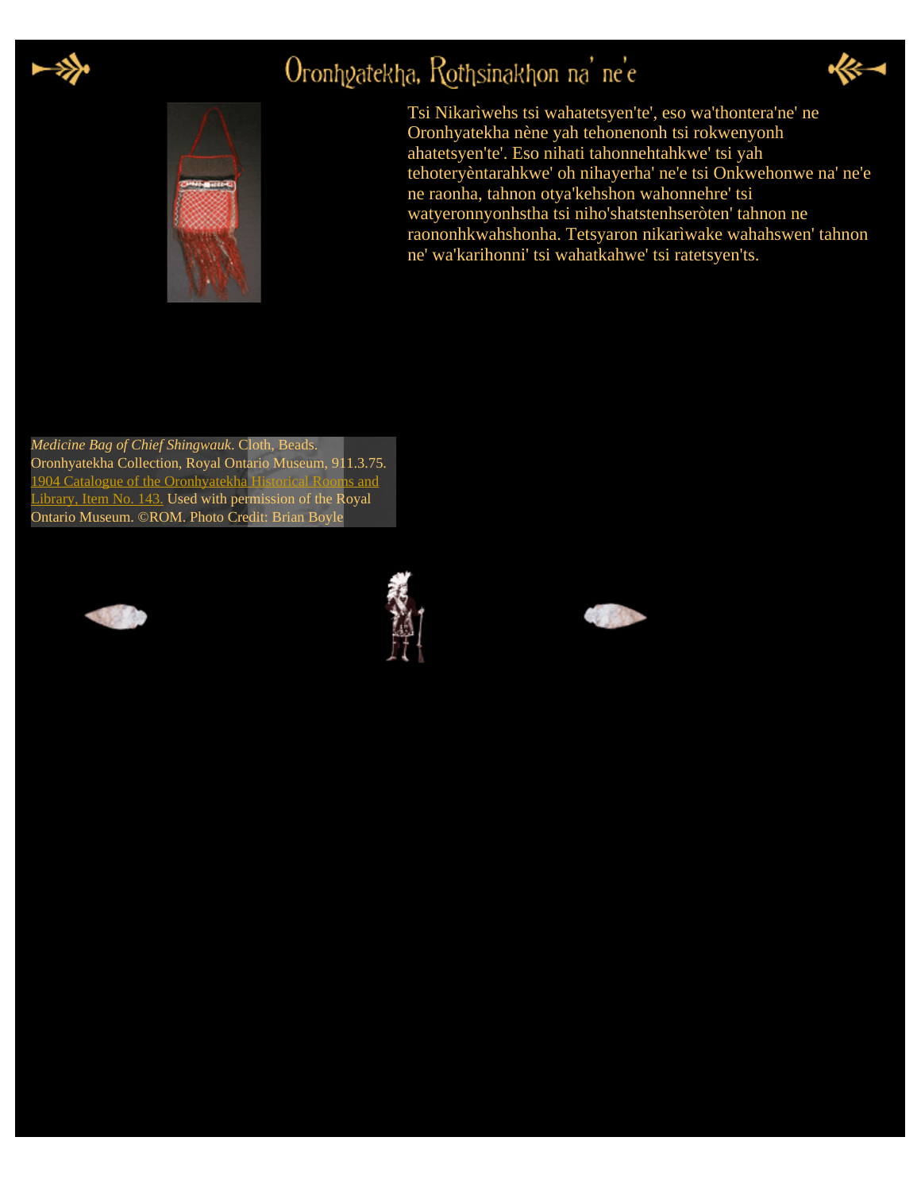# Oronhyatekha, Rothsinakhon na' ne'e

Tsi Nikarìwehs tsi wahatetsyen'te', eso wa'thontera'ne' ne Oronhyatekha nène yah tehonenonh tsi rokwenyonh ahatetsyen'te'. Eso nihati tahonnehtahkwe' tsi yah tehoteryèntarahkwe' oh nihayerha' ne'e tsi Onkwehonwe na' ne'e ne raonha, tahnon otya'kehshon wahonnehre' tsi watyeronnyonhstha tsi niho'shatstenhseròten' tahnon ne raononhkwahshonha. Tetsyaron nikarìwake wahahswen' tahnon ne' wa'karihonni' tsi wahatkahwe' tsi ratetsyen'ts.

*Medicine Bag of Chief Shingwauk*. Cloth, Beads. Oronhyatekha Collection, Royal Ontario Museum, 911.3.75. 1904 Catalogue of the Oronhyatekha Historical Rooms and Library, Item No. 143. Used with permission of the Royal Ontario Museum. ©ROM. Photo Credit: Brian Boyle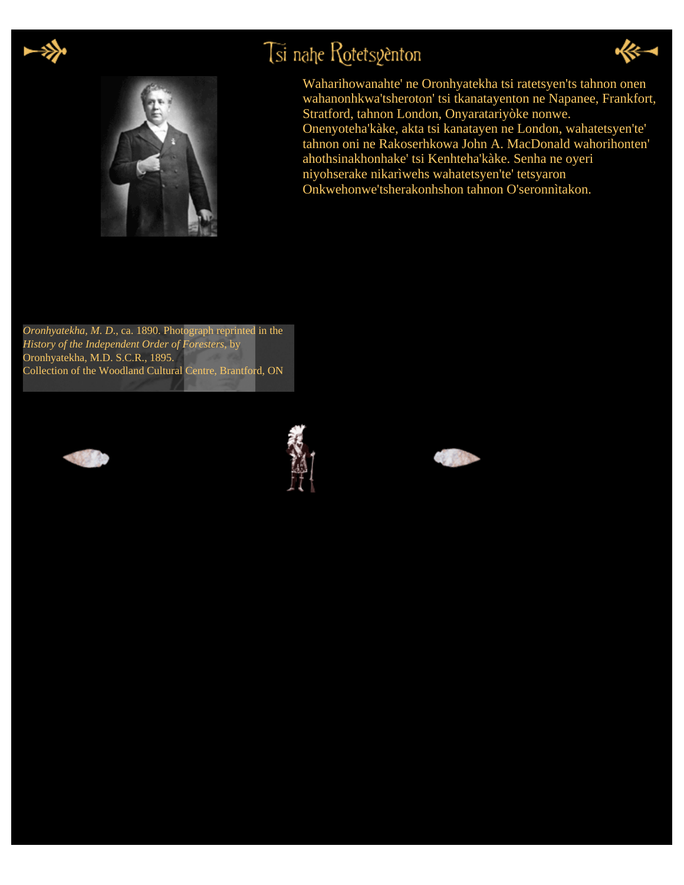# Tsi nahe Rotetsyènton

Waharihowanahte' ne Oronhyatekha tsi ratetsyen'ts tahnon onen wahanonhkwa'tsheroton' tsi tkanatayenton ne Napanee, Frankfort, Stratford, tahnon London, Onyaratariyòke nonwe. Onenyoteha'kàke, akta tsi kanatayen ne London, wahatetsyen'te' tahnon oni ne Rakoserhkowa John A. MacDonald wahorihonten' ahothsinakhonhake' tsi Kenhteha'kàke. Senha ne oyeri niyohserake nikarìwehs wahatetsyen'te' tetsyaron Onkwehonwe'tsherakonhshon tahnon O'seronnìtakon.

*Oronhyatekha, M. D.*, ca. 1890. Photograph reprinted in the *History of the Independent Order of Foresters*, by Oronhyatekha, M.D. S.C.R., 1895.
Collection of the Woodland Cultural Centre, Brantford, ON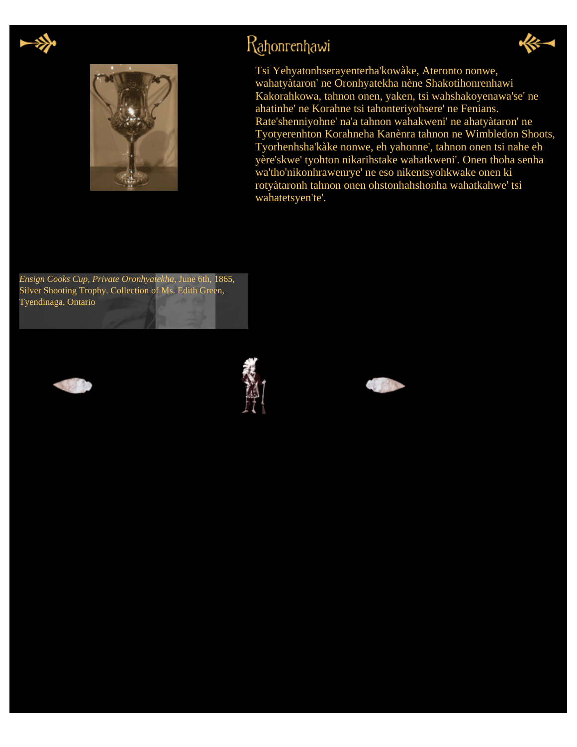# Rahonrenhawi

Tsi Yehyatonhserayenterha'kowàke, Ateronto nonwe, wahatyàtaron' ne Oronhyatekha nène Shakotihonrenhawi Kakorahkowa, tahnon onen, yaken, tsi wahshakoyenawa'se' ne ahatinhe' ne Korahne tsi tahonteriyohsere' ne Fenians. Rate'shenniyohne' na'a tahnon wahakweni' ne ahatyàtaron' ne Tyotyerenhton Korahneha Kanènra tahnon ne Wimbledon Shoots, Tyorhenhsha'kàke nonwe, eh yahonne', tahnon onen tsi nahe eh yère'skwe' tyohton nikarihstake wahatkweni'. Onen thoha senha wa'tho'nikonhrawenrye' ne eso nikentsyohkwake onen ki rotyàtaronh tahnon onen ohstonhahshonha wahatkahwe' tsi wahatetsyen'te'.

*Ensign Cooks Cup, Private Oronhyatekha*, June 6th, 1865, Silver Shooting Trophy. Collection of Ms. Edith Green, Tyendinaga, Ontario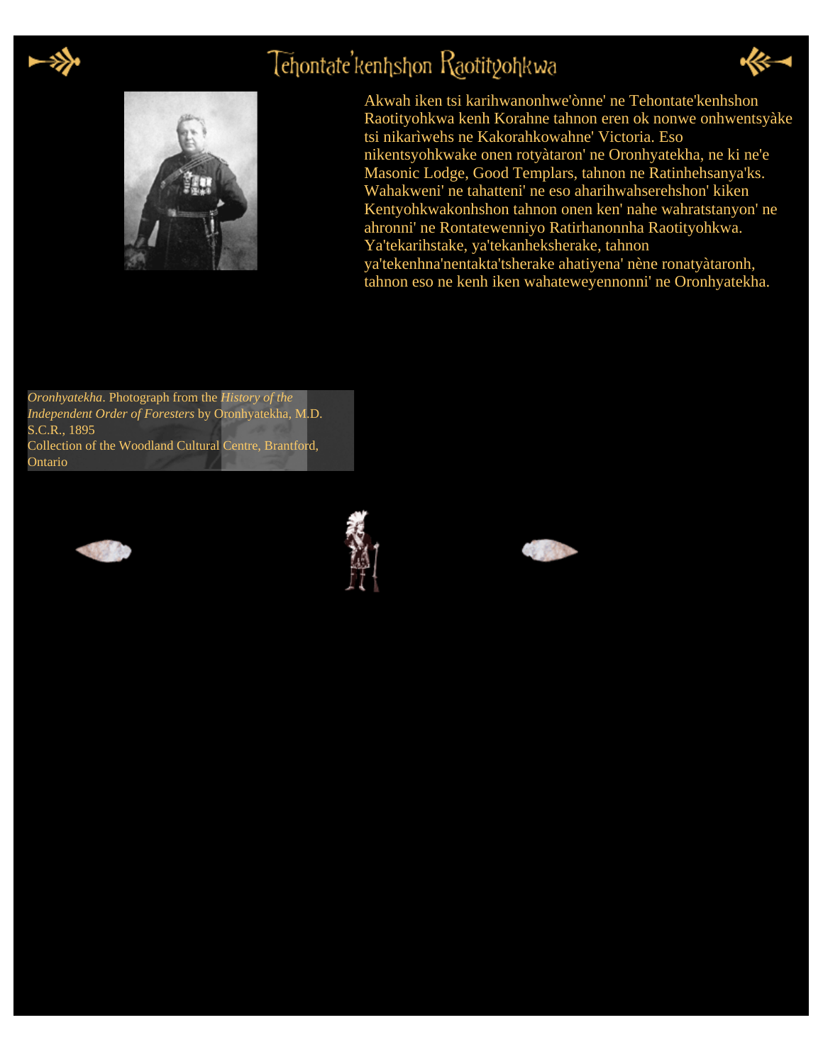# Tehontate'kenhshon Raotityohkwa

Akwah iken tsi karihwanonhwe'ònne' ne Tehontate'kenhshon Raotityohkwa kenh Korahne tahnon eren ok nonwe onhwentsyàke tsi nikarìwehs ne Kakorahkowahne' Victoria. Eso nikentsyohkwake onen rotyàtaron' ne Oronhyatekha, ne ki ne'e Masonic Lodge, Good Templars, tahnon ne Ratinhehsanya'ks. Wahakweni' ne tahatteni' ne eso aharihwahserehshon' kiken Kentyohkwakonhshon tahnon onen ken' nahe wahratstanyon' ne ahronni' ne Rontatewenniyo Ratirhanonnha Raotityohkwa. Ya'tekarihstake, ya'tekanheksherake, tahnon ya'tekenhna'nentakta'tsherake ahatiyena' nène ronatyàtaronh, tahnon eso ne kenh iken wahateweyennonni' ne Oronhyatekha.

*Oronhyatekha*. Photograph from the *History of the Independent Order of Foresters* by Oronhyatekha, M.D. S.C.R., 1895
Collection of the Woodland Cultural Centre, Brantford, Ontario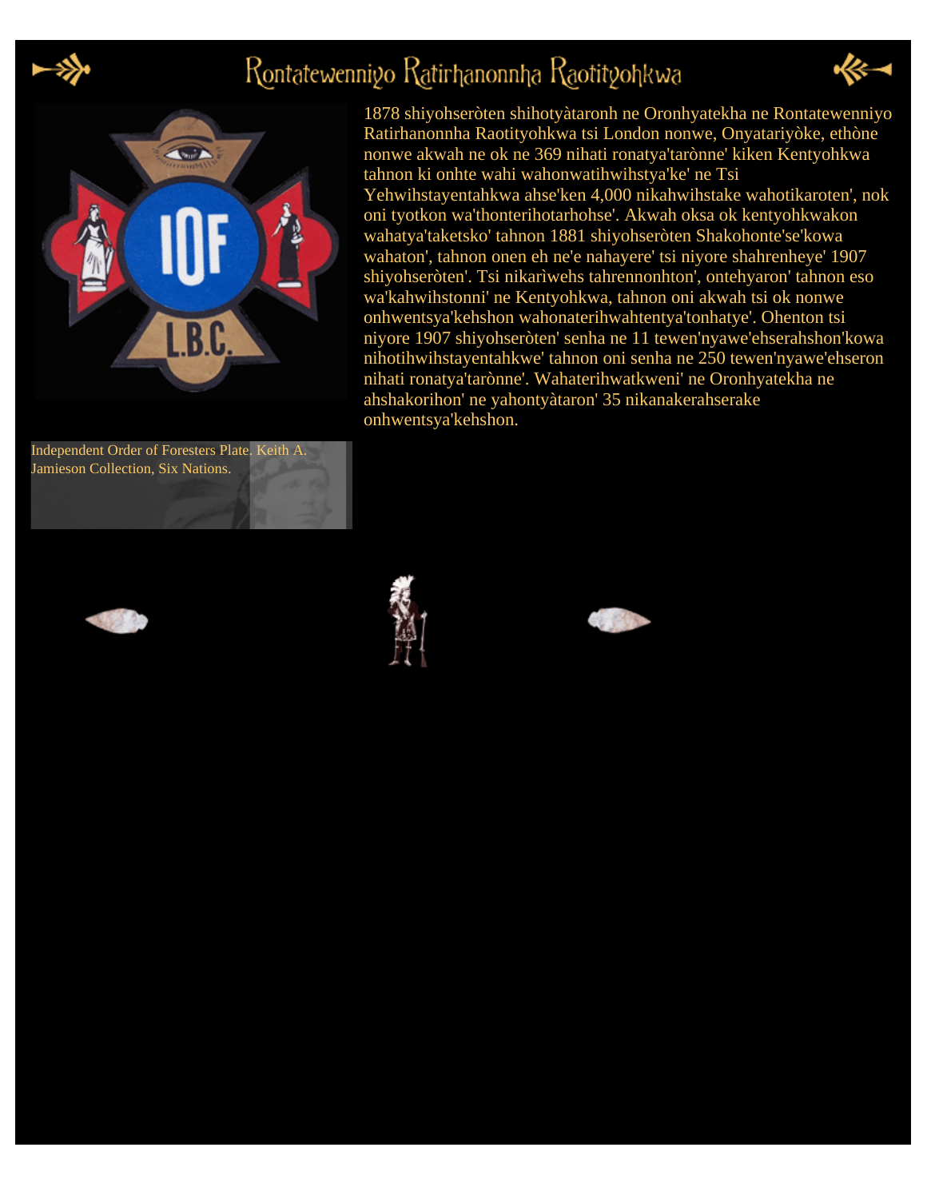# Rontatewenniyo Ratirhanonnha Raotityohkwa

1878 shiyohseròten shihotyàtaronh ne Oronhyatekha ne Rontatewenniyo Ratirhanonnha Raotityohkwa tsi London nonwe, Onyatariyòke, ethòne nonwe akwah ne ok ne 369 nihati ronatya'tarònne' kiken Kentyohkwa tahnon ki onhte wahi wahonwatihwihstya'ke' ne Tsi Yehwihstayentahkwa ahse'ken 4,000 nikahwihstake wahotikaroten', nok oni tyotkon wa'thonterihotarhohse'. Akwah oksa ok kentyohkwakon wahatya'taketsko' tahnon 1881 shiyohseròten Shakohonte'se'kowa wahaton', tahnon onen eh ne'e nahayere' tsi niyore shahrenheye' 1907 shiyohseròten'. Tsi nikarìwehs tahrennonhton', ontehyaron' tahnon eso wa'kahwihstonni' ne Kentyohkwa, tahnon oni akwah tsi ok nonwe onhwentsya'kehshon wahonaterihwahtentya'tonhatye'. Ohenton tsi niyore 1907 shiyohseròten' senha ne 11 tewen'nyawe'ehserahshon'kowa nihotihwihstayentahkwe' tahnon oni senha ne 250 tewen'nyawe'ehseron nihati ronatya'tarònne'. Wahaterihwatkweni' ne Oronhyatekha ne ahshakorihon' ne yahontyàtaron' 35 nikanakerahserake onhwentsya'kehshon.

Independent Order of Foresters Plate. Keith A. Jamieson Collection, Six Nations.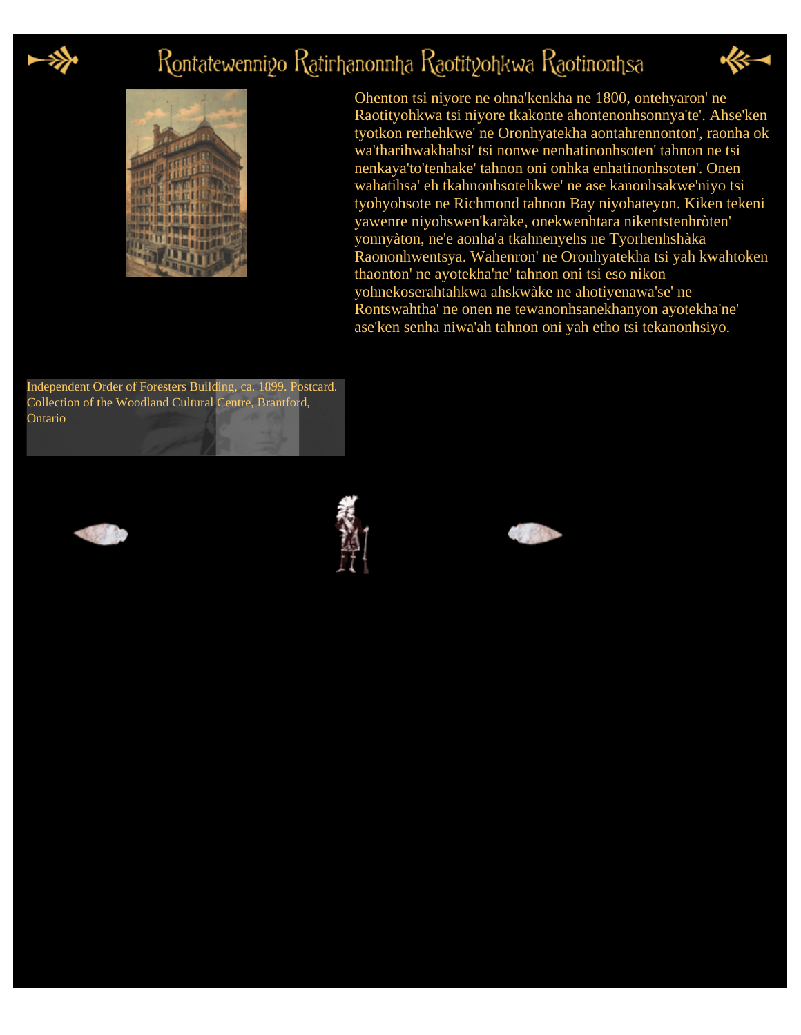# Rontatewenniyo Ratirhanonnha Raotityohkwa Raotinonhsa

Ohenton tsi niyore ne ohna'kenkha ne 1800, ontehyaron' ne Raotityohkwa tsi niyore tkakonte ahontenonhsonnya'te'. Ahse'ken tyotkon rerhehkwe' ne Oronhyatekha aontahrennonton', raonha ok wa'tharihwakhahsi' tsi nonwe nenhatinonhsoten' tahnon ne tsi nenkaya'to'tenhake' tahnon oni onhka enhatinonhsoten'. Onen wahatihsa' eh tkahnonhsotehkwe' ne ase kanonhsakwe'niyo tsi tyohyohsote ne Richmond tahnon Bay niyohateyon. Kiken tekeni yawenre niyohswen'karàke, onekwenhtara nikentstenhròten' yonnyàton, ne'e aonha'a tkahnenyehs ne Tyorhenhshàka Raononhwentsya. Wahenron' ne Oronhyatekha tsi yah kwahtoken thaonton' ne ayotekha'ne' tahnon oni tsi eso nikon yohnekoserahtahkwa ahskwàke ne ahotiyenawa'se' ne Rontswahtha' ne onen ne tewanonhsanekhanyon ayotekha'ne' ase'ken senha niwa'ah tahnon oni yah etho tsi tekanonhsiyo.

Independent Order of Foresters Building, ca. 1899. Postcard. Collection of the Woodland Cultural Centre, Brantford, Ontario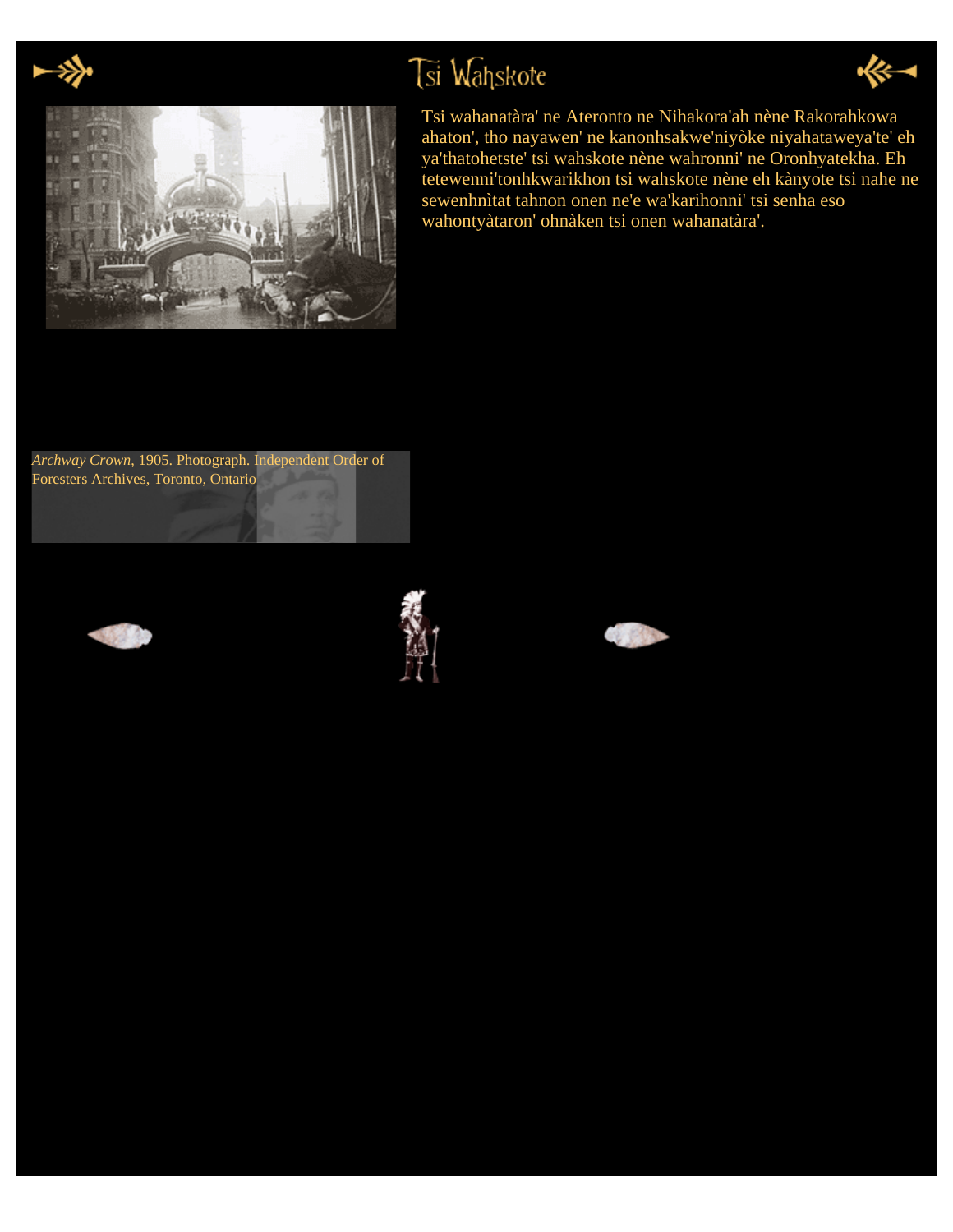# Tsi Wahskote

Tsi wahanatàra' ne Ateronto ne Nihakora'ah nène Rakorahkowa ahaton', tho nayawen' ne kanonhsakwe'niyòke niyahataweya'te' eh ya'thatohetste' tsi wahskote nène wahronni' ne Oronhyatekha. Eh tetewenni'tonhkwarikhon tsi wahskote nène eh kànyote tsi nahe ne sewenhnìtat tahnon onen ne'e wa'karihonni' tsi senha eso wahontyàtaron' ohnàken tsi onen wahanatàra'.

*Archway Crown*, 1905. Photograph. Independent Order of Foresters Archives, Toronto, Ontario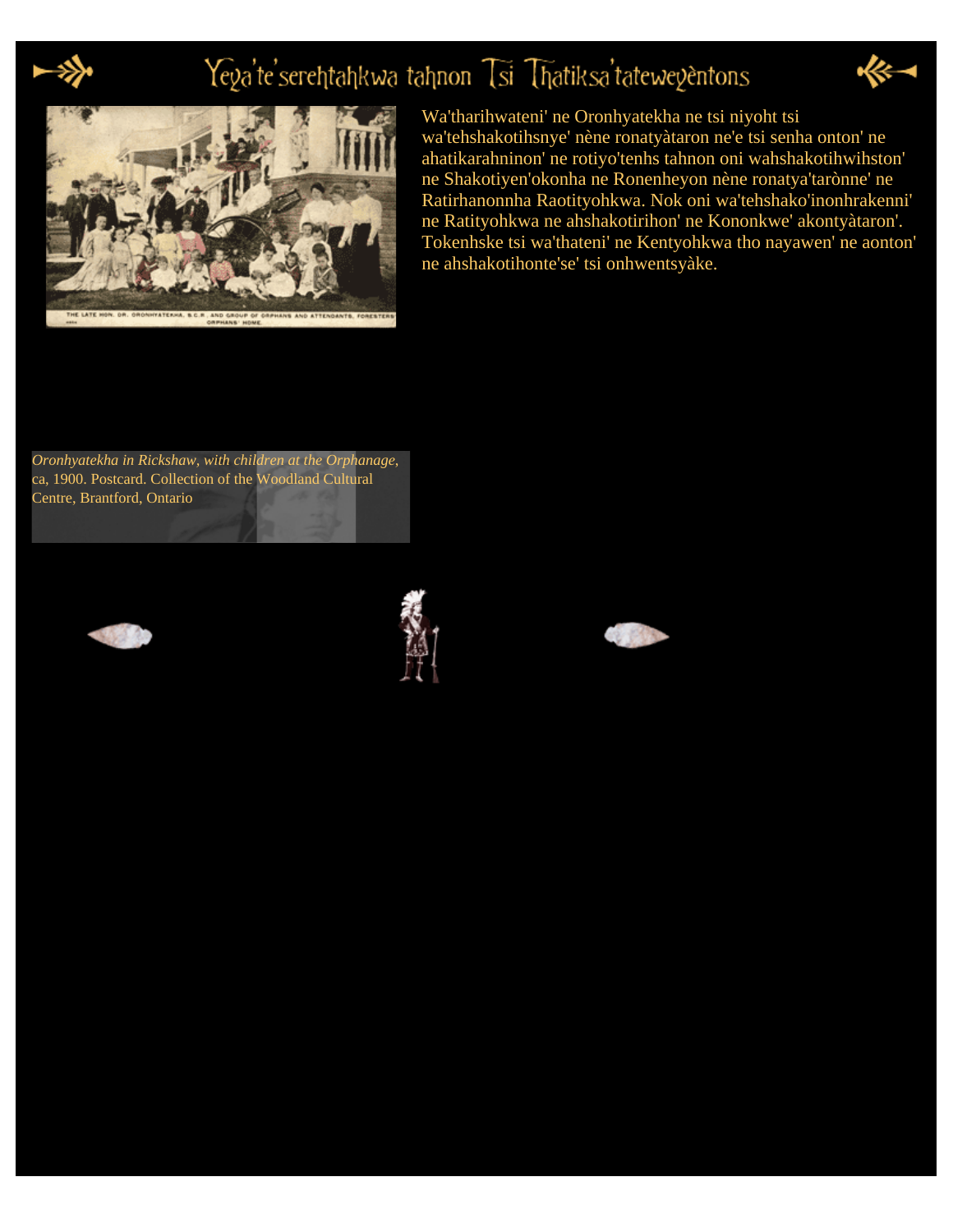# Yeya'te'serehtahkwa tahnon Tsi Thatiksa'tateweyèntons

Wa'tharihwateni' ne Oronhyatekha ne tsi niyoht tsi wa'tehshakotihsnye' nène ronatyàtaron ne'e tsi senha onton' ne ahatikarahninon' ne rotiyo'tenhs tahnon oni wahshakotihwihston' ne Shakotiyen'okonha ne Ronenheyon nène ronatya'tarònne' ne Ratirhanonnha Raotityohkwa. Nok oni wa'tehshako'inonhrakenni' ne Ratityohkwa ne ahshakotirihon' ne Kononkwe' akontyàtaron'. Tokenhske tsi wa'thateni' ne Kentyohkwa tho nayawen' ne aonton' ne ahshakotihonte'se' tsi onhwentsyàke.

*Oronhyatekha in Rickshaw, with children at the Orphanage,* ca, 1900. Postcard. Collection of the Woodland Cultural Centre, Brantford, Ontario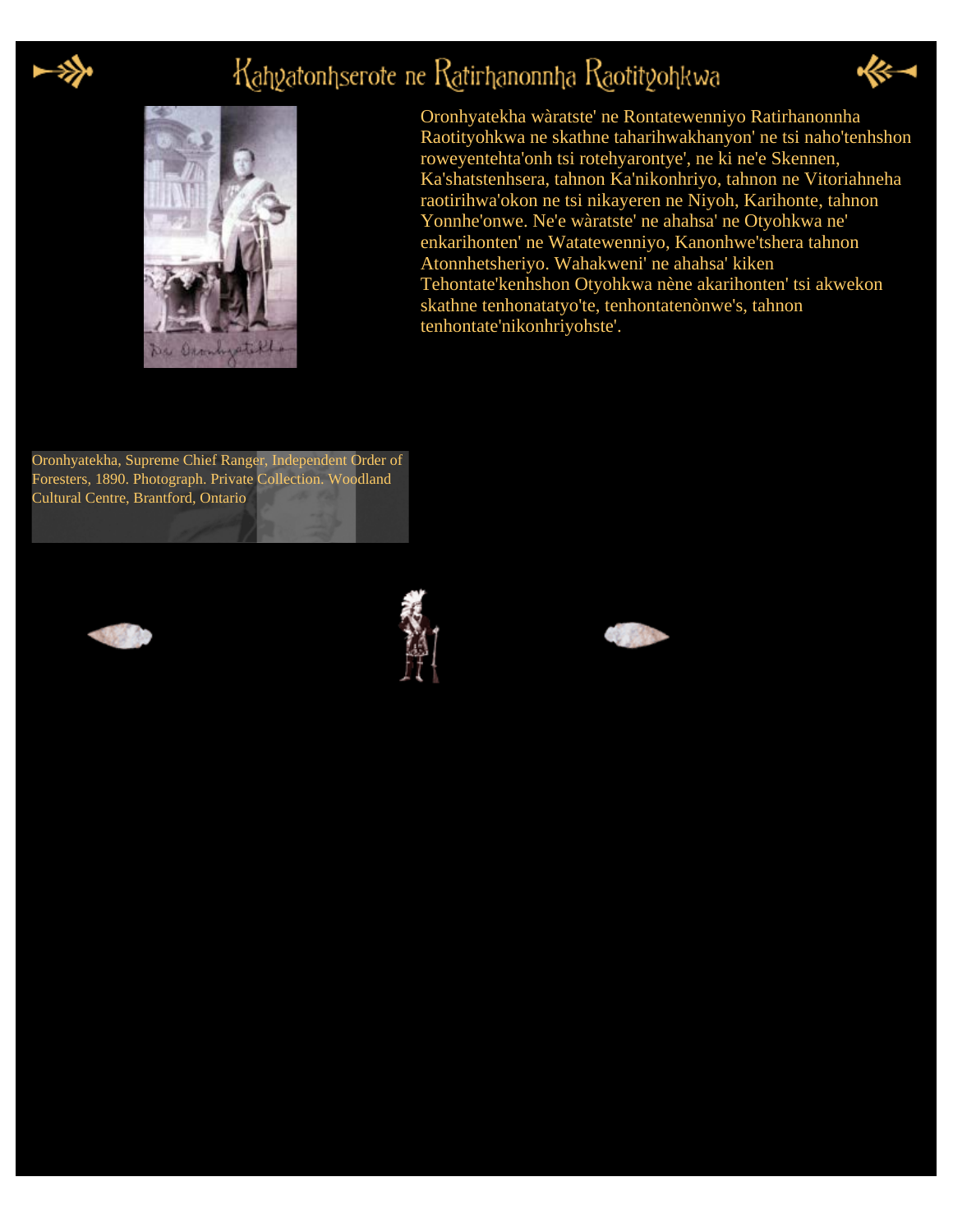# Kahyatonhserote ne Ratirhanonnha Raotityohkwa

Oronhyatekha wàratste' ne Rontatewenniyo Ratirhanonnha Raotityohkwa ne skathne taharihwakhanyon' ne tsi naho'tenhshon roweyentehta'onh tsi rotehyarontye', ne ki ne'e Skennen, Ka'shatstenhsera, tahnon Ka'nikonhriyo, tahnon ne Vitoriahneha raotirihwa'okon ne tsi nikayeren ne Niyoh, Karihonte, tahnon Yonnhe'onwe. Ne'e wàratste' ne ahahsa' ne Otyohkwa ne' enkarihonten' ne Watatewenniyo, Kanonhwe'tshera tahnon Atonnhetsheriyo. Wahakweni' ne ahahsa' kiken Tehontate'kenhshon Otyohkwa nène akarihonten' tsi akwekon skathne tenhonatatyo'te, tenhontatenònwe's, tahnon tenhontate'nikonhriyohste'.

Oronhyatekha, Supreme Chief Ranger, Independent Order of Foresters, 1890. Photograph. Private Collection. Woodland Cultural Centre, Brantford, Ontario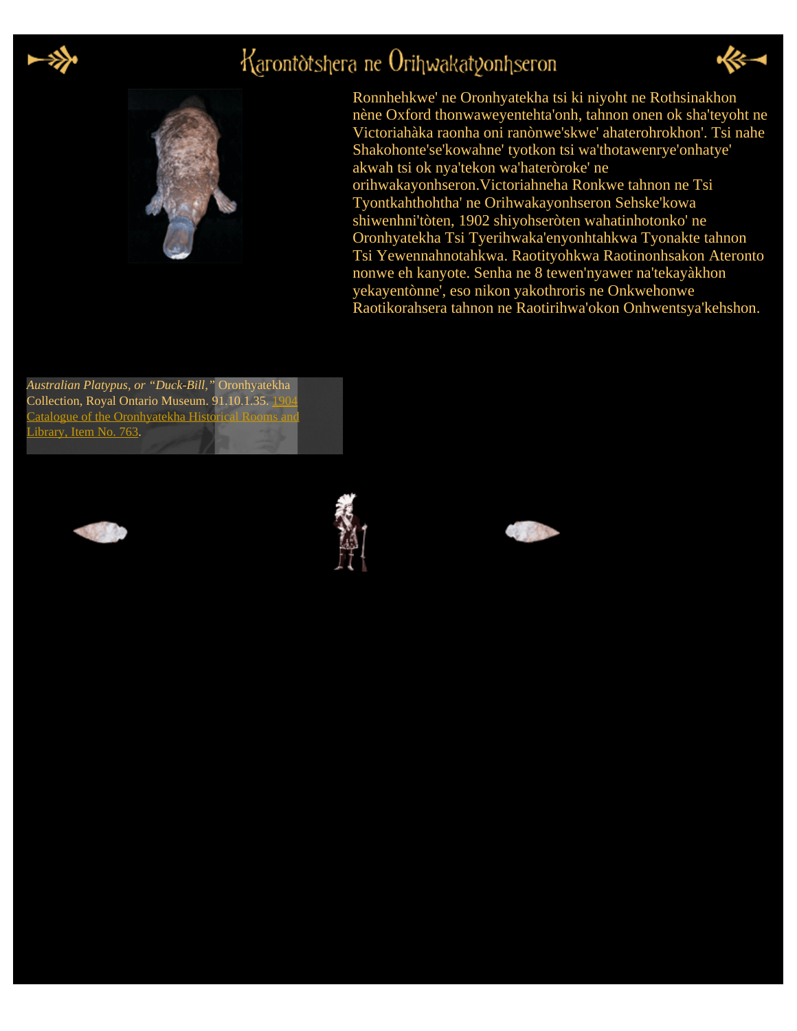# Karontòtshera ne Orihwakatyonhseron

Ronnhehkwe' ne Oronhyatekha tsi ki niyoht ne Rothsinakhon nène Oxford thonwaweyentehta'onh, tahnon onen ok sha'teyoht ne Victoriahàka raonha oni ranònwe'skwe' ahaterohrokhon'. Tsi nahe Shakohonte'se'kowahne' tyotkon tsi wa'thotawenrye'onhatye' akwah tsi ok nya'tekon wa'hateròroke' ne orihwakayonhseron.Victoriahneha Ronkwe tahnon ne Tsi Tyontkahthohtha' ne Orihwakayonhseron Sehske'kowa shiwenhni'tòten, 1902 shiyohseròten wahatinhotonko' ne Oronhyatekha Tsi Tyerihwaka'enyonhtahkwa Tyonakte tahnon Tsi Yewennahnotahkwa. Raotityohkwa Raotinonhsakon Ateronto nonwe eh kanyote. Senha ne 8 tewen'nyawer na'tekayàkhon yekayentònne', eso nikon yakothroris ne Onkwehonwe Raotikorahsera tahnon ne Raotirihwa'okon Onhwentsya'kehshon.

*Australian Platypus, or "Duck-Bill,"* Oronhyatekha Collection, Royal Ontario Museum. 91.10.1.35. 1904 Catalogue of the Oronhyatekha Historical Rooms and Library, Item No. 763.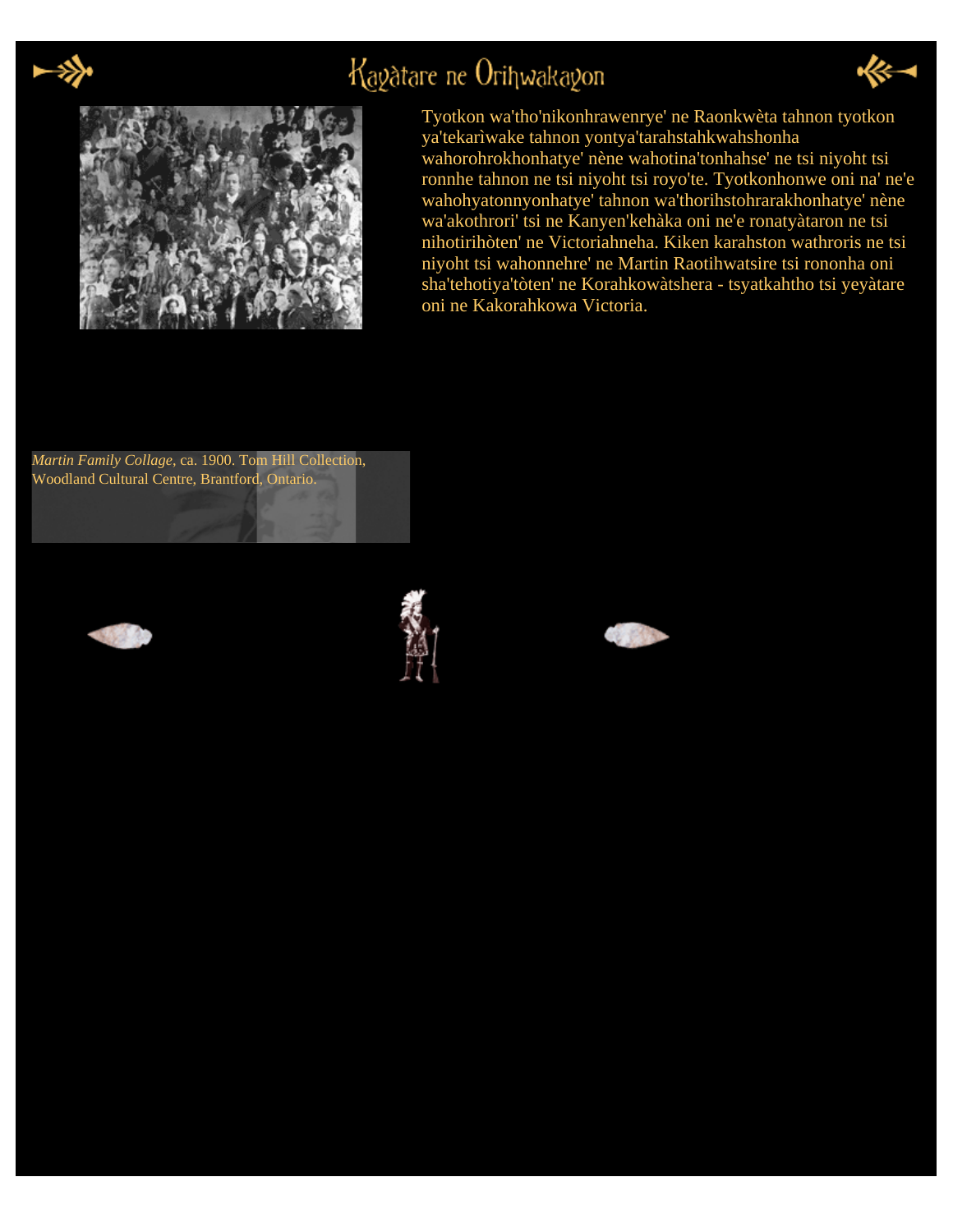# Kayàtare ne Orihwakayon

Tyotkon wa'tho'nikonhrawenrye' ne Raonkwèta tahnon tyotkon ya'tekarìwake tahnon yontya'tarahstahkwahshonha wahorohrokhonhatye' nène wahotina'tonhahse' ne tsi niyoht tsi ronnhe tahnon ne tsi niyoht tsi royo'te. Tyotkonhonwe oni na' ne'e wahohyatonnyonhatye' tahnon wa'thorihstohrarakhonhatye' nène wa'akothrori' tsi ne Kanyen'kehàka oni ne'e ronatyàtaron ne tsi nihotirihòten' ne Victoriahneha. Kiken karahston wathroris ne tsi niyoht tsi wahonnehre' ne Martin Raotihwatsire tsi rononha oni sha'tehotiya'tòten' ne Korahkowàtshera - tsyatkahtho tsi yeyàtare oni ne Kakorahkowa Victoria.

*Martin Family Collage*, ca. 1900. Tom Hill Collection, Woodland Cultural Centre, Brantford, Ontario.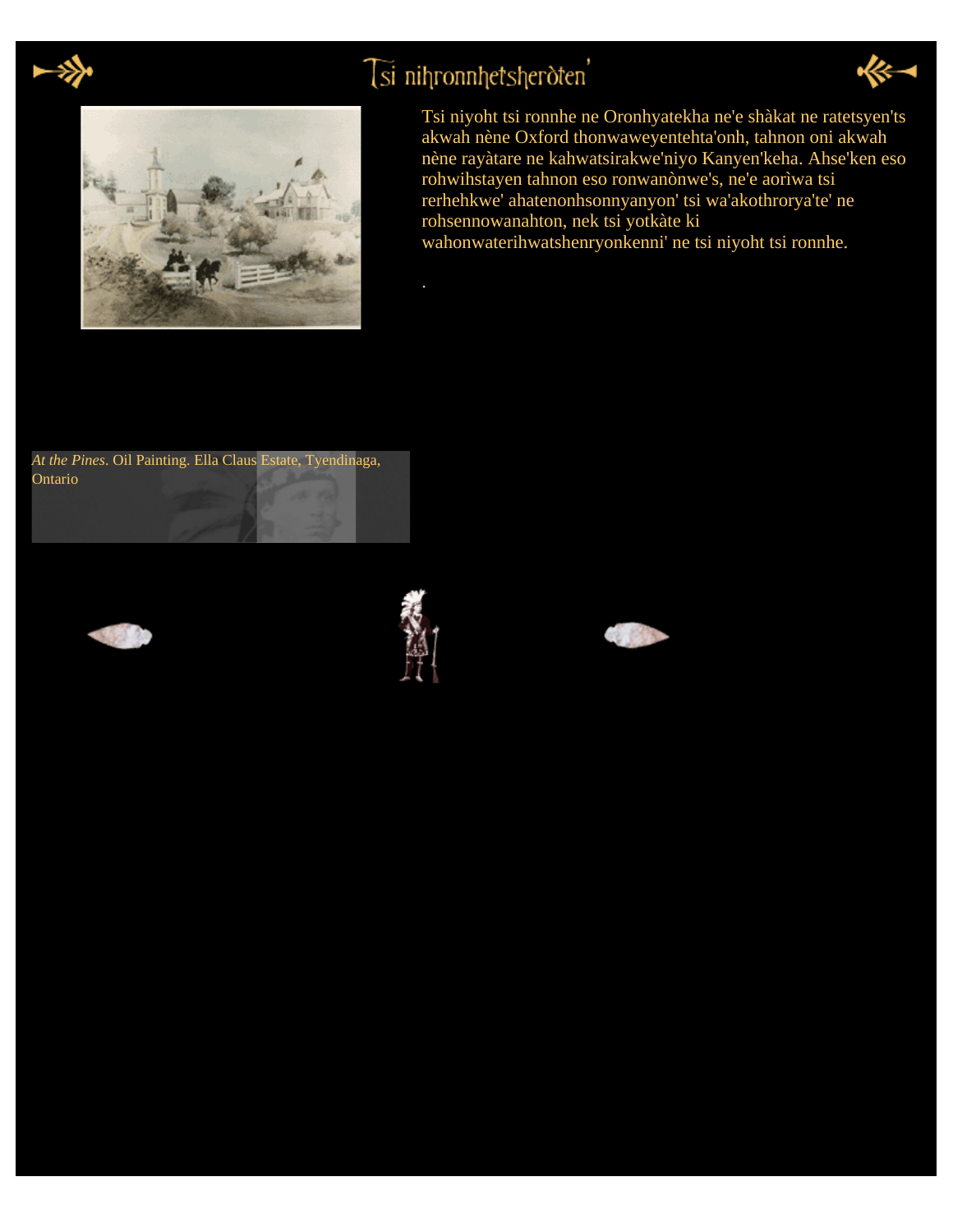# Tsi nihronnhetsheròten'

Tsi niyoht tsi ronnhe ne Oronhyatekha ne'e shàkat ne ratetsyen'ts akwah nène Oxford thonwaweyentehta'onh, tahnon oni akwah nène rayàtare ne kahwatsirakwe'niyo Kanyen'keha. Ahse'ken eso rohwihstayen tahnon eso ronwanònwe's, ne'e aorìwa tsi rerhehkwe' ahatenonhsonnyanyon' tsi wa'akothrorya'te' ne rohsennowanahton, nek tsi yotkàte ki wahonwaterihwatshenryonkenni' ne tsi niyoht tsi ronnhe.

.

*At the Pines*. Oil Painting. Ella Claus Estate, Tyendinaga, Ontario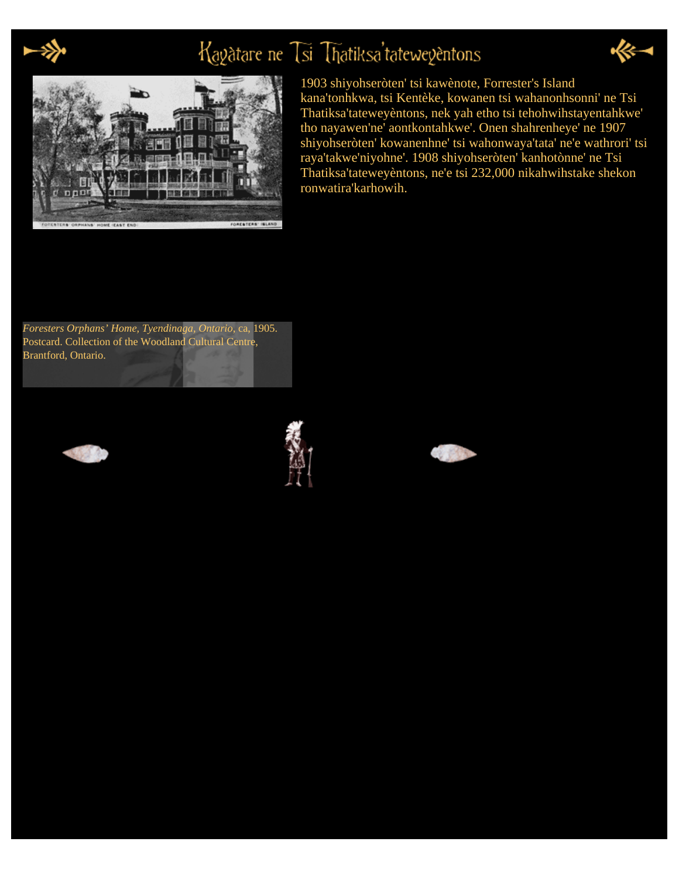# Kayàtare ne Tsi Thatiksa'tateweyèntons

1903 shiyohseròten' tsi kawènote, Forrester's Island kana'tonhkwa, tsi Kentèke, kowanen tsi wahanonhsonni' ne Tsi Thatiksa'tateweyèntons, nek yah etho tsi tehohwihstayentahkwe' tho nayawen'ne' aontkontahkwe'. Onen shahrenheye' ne 1907 shiyohseròten' kowanenhne' tsi wahonwaya'tata' ne'e wathrori' tsi raya'takwe'niyohne'. 1908 shiyohseròten' kanhotònne' ne Tsi Thatiksa'tateweyèntons, ne'e tsi 232,000 nikahwihstake shekon ronwatira'karhowih.

*Foresters Orphans' Home, Tyendinaga, Ontario*, ca, 1905. Postcard. Collection of the Woodland Cultural Centre, Brantford, Ontario.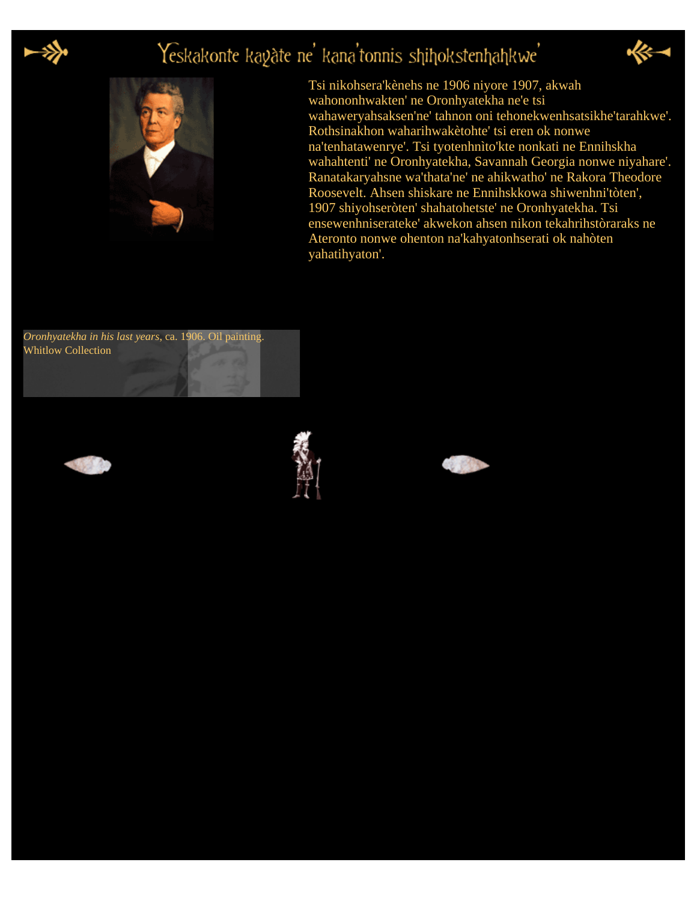# Yeskakonte kayàte ne' kana'tonnis shihokstenhahkwe'

Tsi nikohsera'kènehs ne 1906 niyore 1907, akwah wahononhwakten' ne Oronhyatekha ne'e tsi wahaweryahsaksen'ne' tahnon oni tehonekwenhsatsikhe'tarahkwe'. Rothsinakhon waharihwakètohte' tsi eren ok nonwe na'tenhatawenrye'. Tsi tyotenhnìto'kte nonkati ne Ennihskha wahahtenti' ne Oronhyatekha, Savannah Georgia nonwe niyahare'. Ranatakaryahsne wa'thata'ne' ne ahikwatho' ne Rakora Theodore Roosevelt. Ahsen shiskare ne Ennihskkowa shiwenhni'tòten', 1907 shiyohseròten' shahatohetste' ne Oronhyatekha. Tsi ensewenhniserateke' akwekon ahsen nikon tekahrihstòraraks ne Ateronto nonwe ohenton na'kahyatonhserati ok nahòten yahatihyaton'.

*Oronhyatekha in his last years*, ca. 1906. Oil painting. Whitlow Collection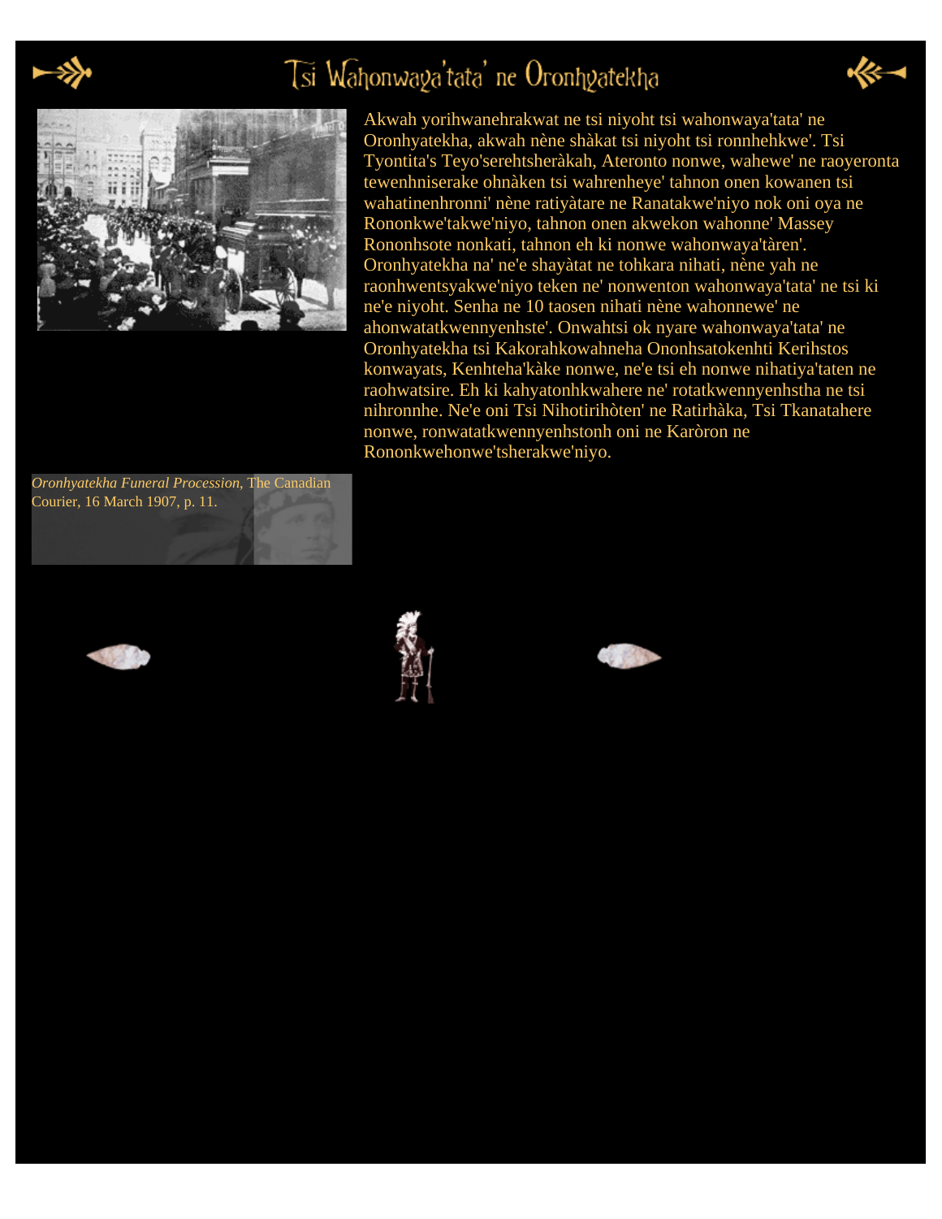# Tsi Wahonwaya'tata' ne Oronhyatekha

Akwah yorihwanehrakwat ne tsi niyoht tsi wahonwaya'tata' ne Oronhyatekha, akwah nène shàkat tsi niyoht tsi ronnhehkwe'. Tsi Tyontita's Teyo'serehtsheràkah, Ateronto nonwe, wahewe' ne raoyeronta tewenhniserake ohnàken tsi wahrenheye' tahnon onen kowanen tsi wahatinenhronni' nène ratiyàtare ne Ranatakwe'niyo nok oni oya ne Rononkwe'takwe'niyo, tahnon onen akwekon wahonne' Massey Rononhsote nonkati, tahnon eh ki nonwe wahonwaya'tàren'. Oronhyatekha na' ne'e shayàtat ne tohkara nihati, nène yah ne raonhwentsyakwe'niyo teken ne' nonwenton wahonwaya'tata' ne tsi ki ne'e niyoht. Senha ne 10 taosen nihati nène wahonnewe' ne ahonwatatkwennyenhste'. Onwahtsi ok nyare wahonwaya'tata' ne Oronhyatekha tsi Kakorahkowahneha Ononhsatokenhti Kerihstos konwayats, Kenhteha'kàke nonwe, ne'e tsi eh nonwe nihatiya'taten ne raohwatsire. Eh ki kahyatonhkwahere ne' rotatkwennyenhstha ne tsi nihronnhe. Ne'e oni Tsi Nihotirihòten' ne Ratirhàka, Tsi Tkanatahere nonwe, ronwatatkwennyenhstonh oni ne Karòron ne Rononkwehonwe'tsherakwe'niyo.

*Oronhyatekha Funeral Procession*, The Canadian Courier, 16 March 1907, p. 11.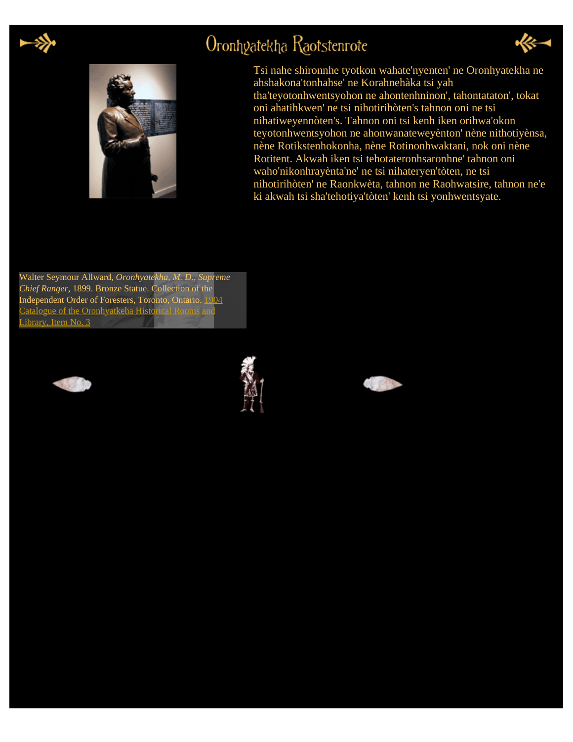# Oronhyatekha Raotstenrote

Tsi nahe shironnhe tyotkon wahate'nyenten' ne Oronhyatekha ne ahshakona'tonhahse' ne Korahnehàka tsi yah tha'teyotonhwentsyohon ne ahontenhninon', tahontataton', tokat oni ahatihkwen' ne tsi nihotirihòten's tahnon oni ne tsi nihatiweyennòten's. Tahnon oni tsi kenh iken orihwa'okon teyotonhwentsyohon ne ahonwanateweyènton' nène nithotiyènsa, nène Rotikstenhokonha, nène Rotinonhwaktani, nok oni nène Rotitent. Akwah iken tsi tehotateronhsaronhne' tahnon oni waho'nikonhrayènta'ne' ne tsi nihateryen'tòten, ne tsi nihotirihòten' ne Raonkwèta, tahnon ne Raohwatsire, tahnon ne'e ki akwah tsi sha'tehotiya'tòten' kenh tsi yonhwentsyate.

Walter Seymour Allward, *Oronhyatekha, M. D., Supreme Chief Ranger*, 1899. Bronze Statue. Collection of the Independent Order of Foresters, Toronto, Ontario. [1904 Catalogue of the Oronhyatkeha Historical Rooms and Library, Item No. 3]